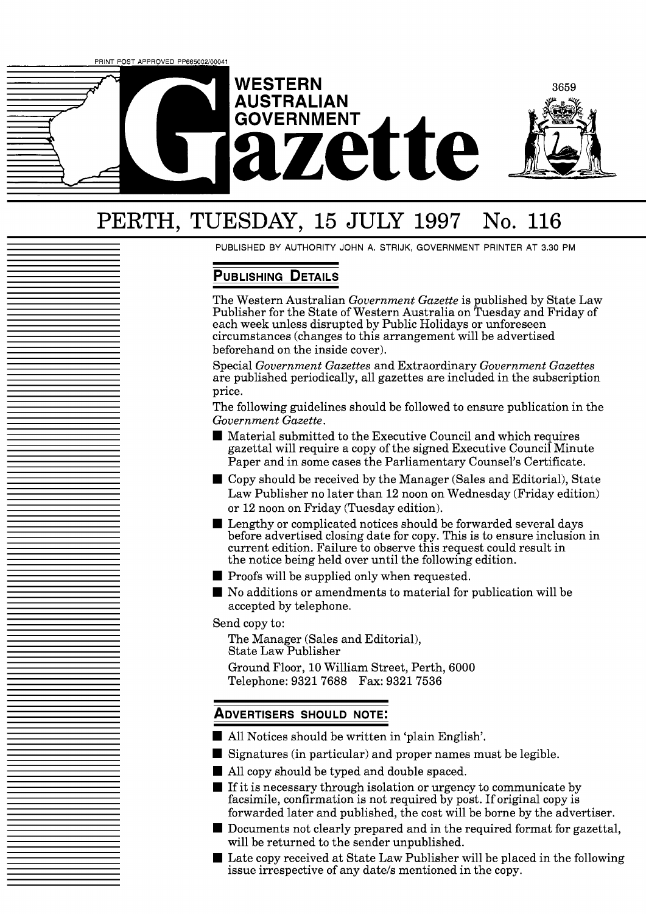PRINT POST APPROVED PP665002/00041

# WESTERN AUSTRALIAN GOVERNMENT Gazette

## PERTH, TUESDAY, 15 JULY 1997 No. 116

PUBLISHED BY AUTHORITY JOHN A. STRIJK, GOVERNMENT PRINTER AT 3.30 PM

### PUBLISHING DETAILS

The Western Australian *Government Gazette* is published by State Law Publisher for the State of Western Australia on Tuesday and Friday of each week unless disrupted by Public Holidays or unforeseen circumstances (changes to this arrangement will be advertised beforehand on the inside cover).

Special *Government Gazettes* and Extraordinary *Government Gazettes* are published periodically, all gazettes are included in the subscription price.

The following guidelines should be followed to ensure publication in the *Government Gazette*.

- Material submitted to the Executive Council and which requires gazettal will require a copy of the signed Executive Council Minute Paper and in some cases the Parliamentary Counsel's Certificate.
- Copy should be received by the Manager (Sales and Editorial), State Law Publisher no later than 12 noon on Wednesday (Friday edition) or 12 noon on Friday (Tuesday edition).
- Lengthy or complicated notices should be forwarded several days before advertised closing date for copy. This is to ensure inclusion in current edition. Failure to observe this request could result in the notice being held over until the following edition.
- Proofs will be supplied only when requested.
- No additions or amendments to material for publication will be accepted by telephone.

Send copy to:

The Manager (Sales and Editorial),
State Law Publisher
Ground Floor, 10 William Street, Perth, 6000
Telephone: 9321 7688 Fax: 9321 7536

### ADVERTISERS SHOULD NOTE:

- All Notices should be written in 'plain English'.
- Signatures (in particular) and proper names must be legible.
- All copy should be typed and double spaced.
- If it is necessary through isolation or urgency to communicate by facsimile, confirmation is not required by post. If original copy is forwarded later and published, the cost will be borne by the advertiser.
- Documents not clearly prepared and in the required format for gazettal, will be returned to the sender unpublished.
- Late copy received at State Law Publisher will be placed in the following issue irrespective of any date/s mentioned in the copy.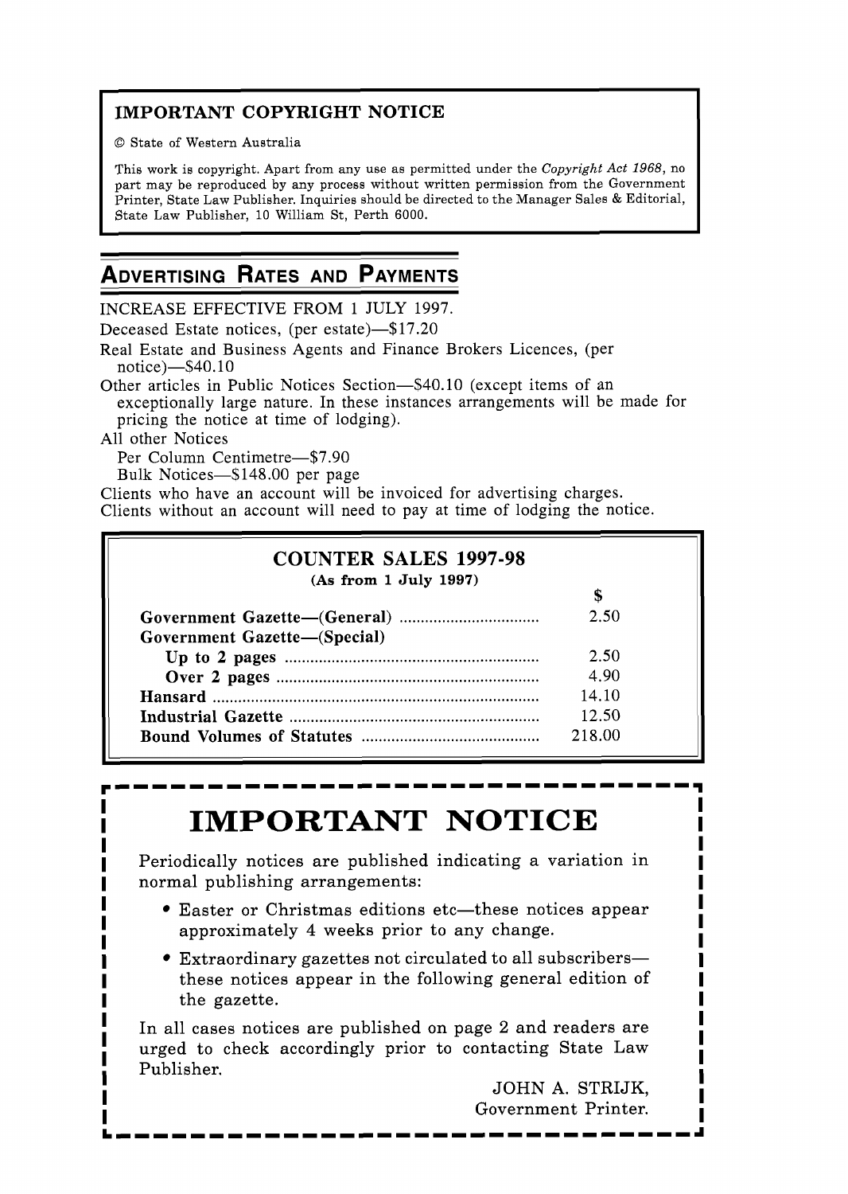## IMPORTANT COPYRIGHT NOTICE

© State of Western Australia

This work is copyright. Apart from any use as permitted under the *Copyright Act 1968*, no part may be reproduced by any process without written permission from the Government Printer, State Law Publisher. Inquiries should be directed to the Manager Sales & Editorial, State Law Publisher, 10 William St, Perth 6000.

## ADVERTISING RATES AND PAYMENTS

INCREASE EFFECTIVE FROM 1 JULY 1997.

Deceased Estate notices, (per estate)—$17.20

Real Estate and Business Agents and Finance Brokers Licences, (per notice)—$40.10

Other articles in Public Notices Section—$40.10 (except items of an exceptionally large nature. In these instances arrangements will be made for pricing the notice at time of lodging).

All other Notices

Per Column Centimetre—$7.90

Bulk Notices—$148.00 per page

Clients who have an account will be invoiced for advertising charges.
Clients without an account will need to pay at time of lodging the notice.

## COUNTER SALES 1997-98

**(As from 1 July 1997)**

| | $ |
|---|---|
| **Government Gazette—(General)** | 2.50 |
| **Government Gazette—(Special)** | |
| **Up to 2 pages** | 2.50 |
| **Over 2 pages** | 4.90 |
| **Hansard** | 14.10 |
| **Industrial Gazette** | 12.50 |
| **Bound Volumes of Statutes** | 218.00 |

# IMPORTANT NOTICE

Periodically notices are published indicating a variation in normal publishing arrangements:

- Easter or Christmas editions etc—these notices appear approximately 4 weeks prior to any change.
- Extraordinary gazettes not circulated to all subscribers—these notices appear in the following general edition of the gazette.

In all cases notices are published on page 2 and readers are urged to check accordingly prior to contacting State Law Publisher.

JOHN A. STRIJK,
Government Printer.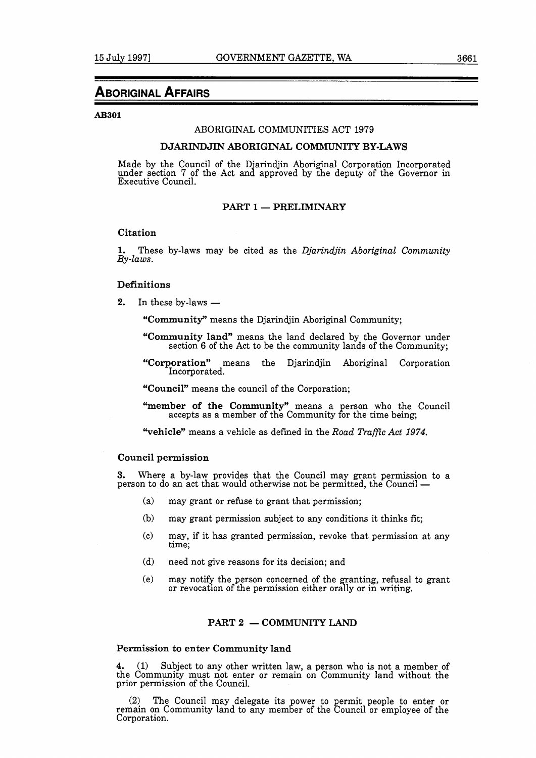## ABORIGINAL AFFAIRS

**AB301**

ABORIGINAL COMMUNITIES ACT 1979

**DJARINDJIN ABORIGINAL COMMUNITY BY-LAWS**

Made by the Council of the Djarindjin Aboriginal Corporation Incorporated under section 7 of the Act and approved by the deputy of the Governor in Executive Council.

### PART 1 — PRELIMINARY

**Citation**

**1.** These by-laws may be cited as the *Djarindjin Aboriginal Community By-laws*.

**Definitions**

**2.** In these by-laws —

**"Community"** means the Djarindjin Aboriginal Community;

**"Community land"** means the land declared by the Governor under section 6 of the Act to be the community lands of the Community;

**"Corporation"** means the Djarindjin Aboriginal Corporation Incorporated.

**"Council"** means the council of the Corporation;

**"member of the Community"** means a person who the Council accepts as a member of the Community for the time being;

**"vehicle"** means a vehicle as defined in the *Road Traffic Act 1974*.

**Council permission**

**3.** Where a by-law provides that the Council may grant permission to a person to do an act that would otherwise not be permitted, the Council —

(a) may grant or refuse to grant that permission;

(b) may grant permission subject to any conditions it thinks fit;

(c) may, if it has granted permission, revoke that permission at any time;

(d) need not give reasons for its decision; and

(e) may notify the person concerned of the granting, refusal to grant or revocation of the permission either orally or in writing.

### PART 2 — COMMUNITY LAND

**Permission to enter Community land**

**4.** (1) Subject to any other written law, a person who is not a member of the Community must not enter or remain on Community land without the prior permission of the Council.

(2) The Council may delegate its power to permit people to enter or remain on Community land to any member of the Council or employee of the Corporation.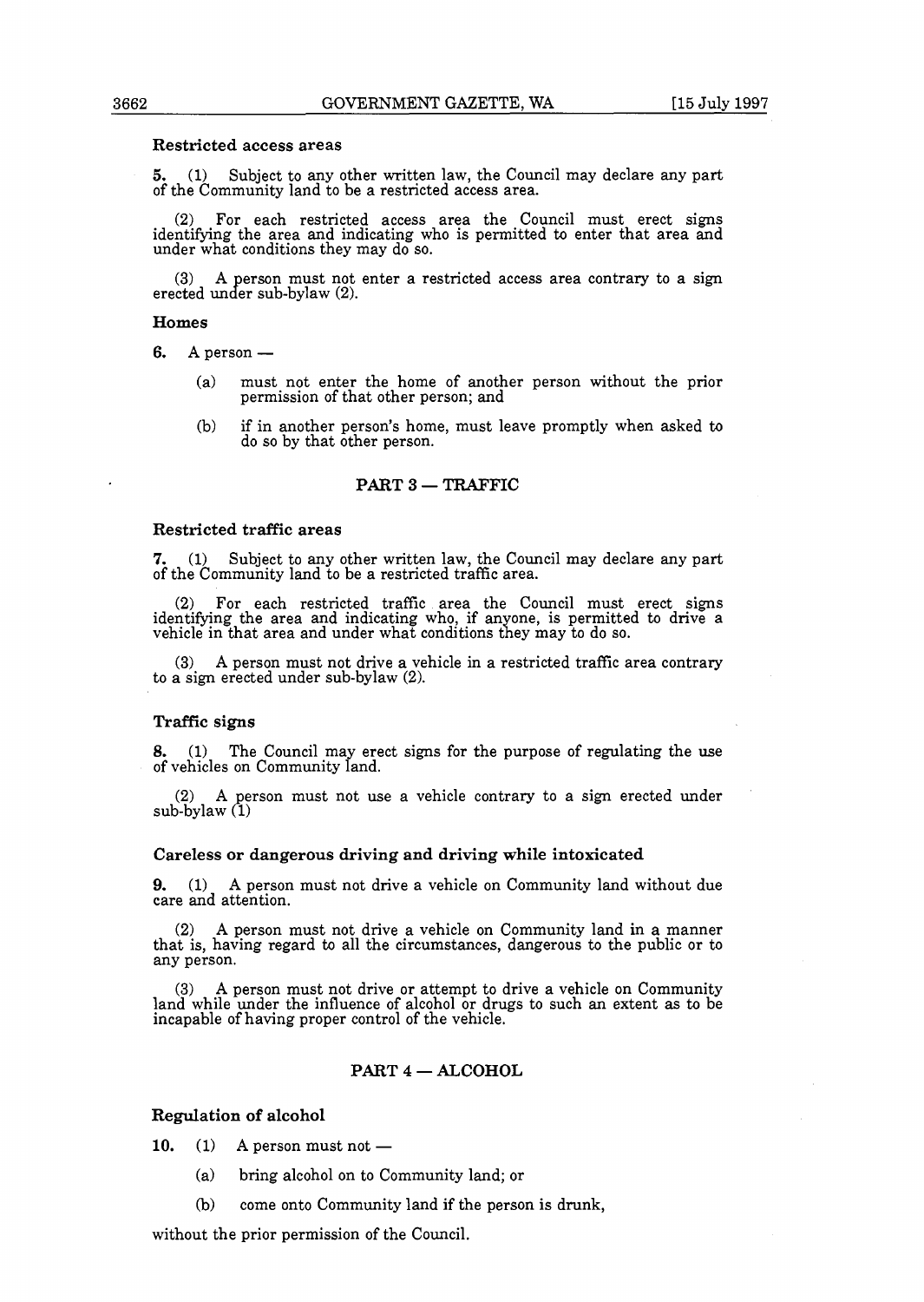### Restricted access areas

**5.** (1) Subject to any other written law, the Council may declare any part of the Community land to be a restricted access area.

(2) For each restricted access area the Council must erect signs identifying the area and indicating who is permitted to enter that area and under what conditions they may do so.

(3) A person must not enter a restricted access area contrary to a sign erected under sub-bylaw (2).

### Homes

**6.** A person —

- (a) must not enter the home of another person without the prior permission of that other person; and
- (b) if in another person's home, must leave promptly when asked to do so by that other person.

## PART 3 — TRAFFIC

### Restricted traffic areas

**7.** (1) Subject to any other written law, the Council may declare any part of the Community land to be a restricted traffic area.

(2) For each restricted traffic area the Council must erect signs identifying the area and indicating who, if anyone, is permitted to drive a vehicle in that area and under what conditions they may to do so.

(3) A person must not drive a vehicle in a restricted traffic area contrary to a sign erected under sub-bylaw (2).

### Traffic signs

**8.** (1) The Council may erect signs for the purpose of regulating the use of vehicles on Community land.

(2) A person must not use a vehicle contrary to a sign erected under sub-bylaw (1)

### Careless or dangerous driving and driving while intoxicated

**9.** (1) A person must not drive a vehicle on Community land without due care and attention.

(2) A person must not drive a vehicle on Community land in a manner that is, having regard to all the circumstances, dangerous to the public or to any person.

(3) A person must not drive or attempt to drive a vehicle on Community land while under the influence of alcohol or drugs to such an extent as to be incapable of having proper control of the vehicle.

## PART 4 — ALCOHOL

### Regulation of alcohol

**10.** (1) A person must not —

- (a) bring alcohol on to Community land; or
- (b) come onto Community land if the person is drunk,

without the prior permission of the Council.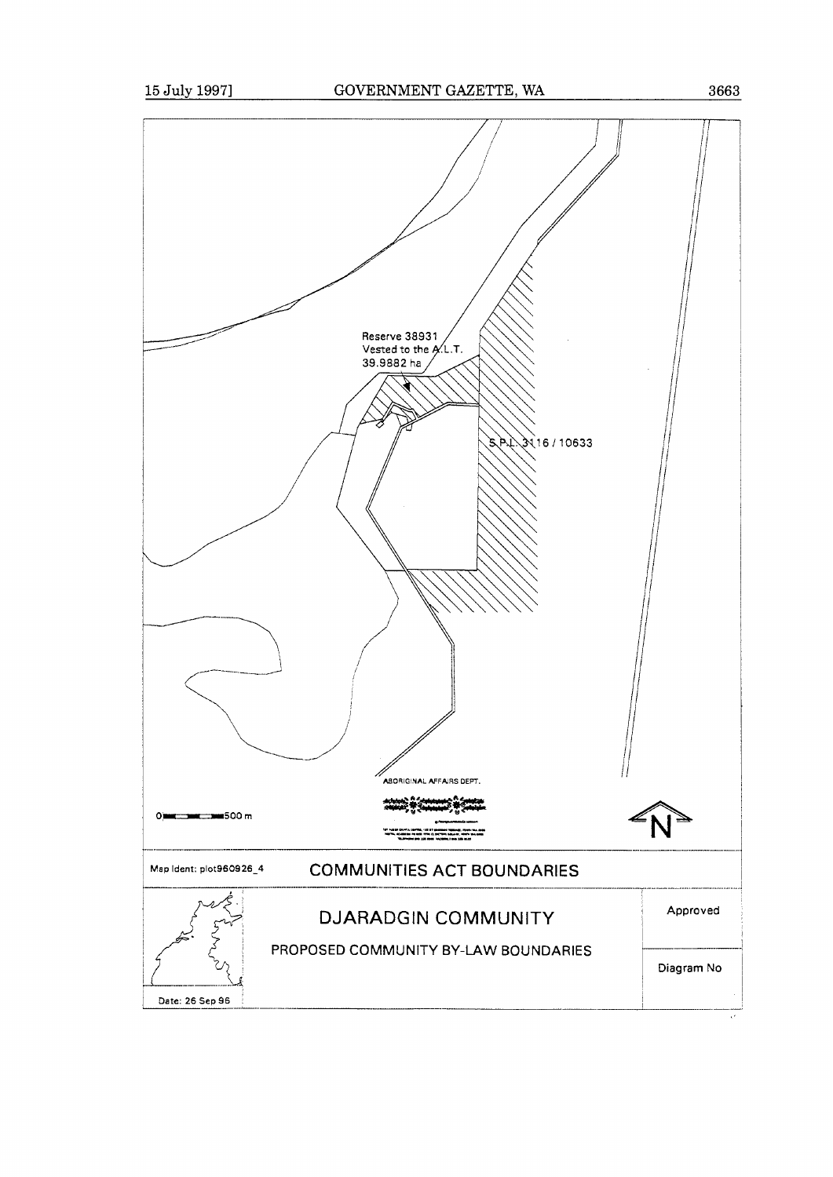Reserve 38931
Vested to the A.L.T.
39.9882 ha

S.P.L. 3116 / 10633

ABORIGINAL AFFAIRS DEPT.

0 500 m

N

Map Ident: plot960926_4

## COMMUNITIES ACT BOUNDARIES

## DJARADGIN COMMUNITY

PROPOSED COMMUNITY BY-LAW BOUNDARIES

Approved

Diagram No

Date: 26 Sep 96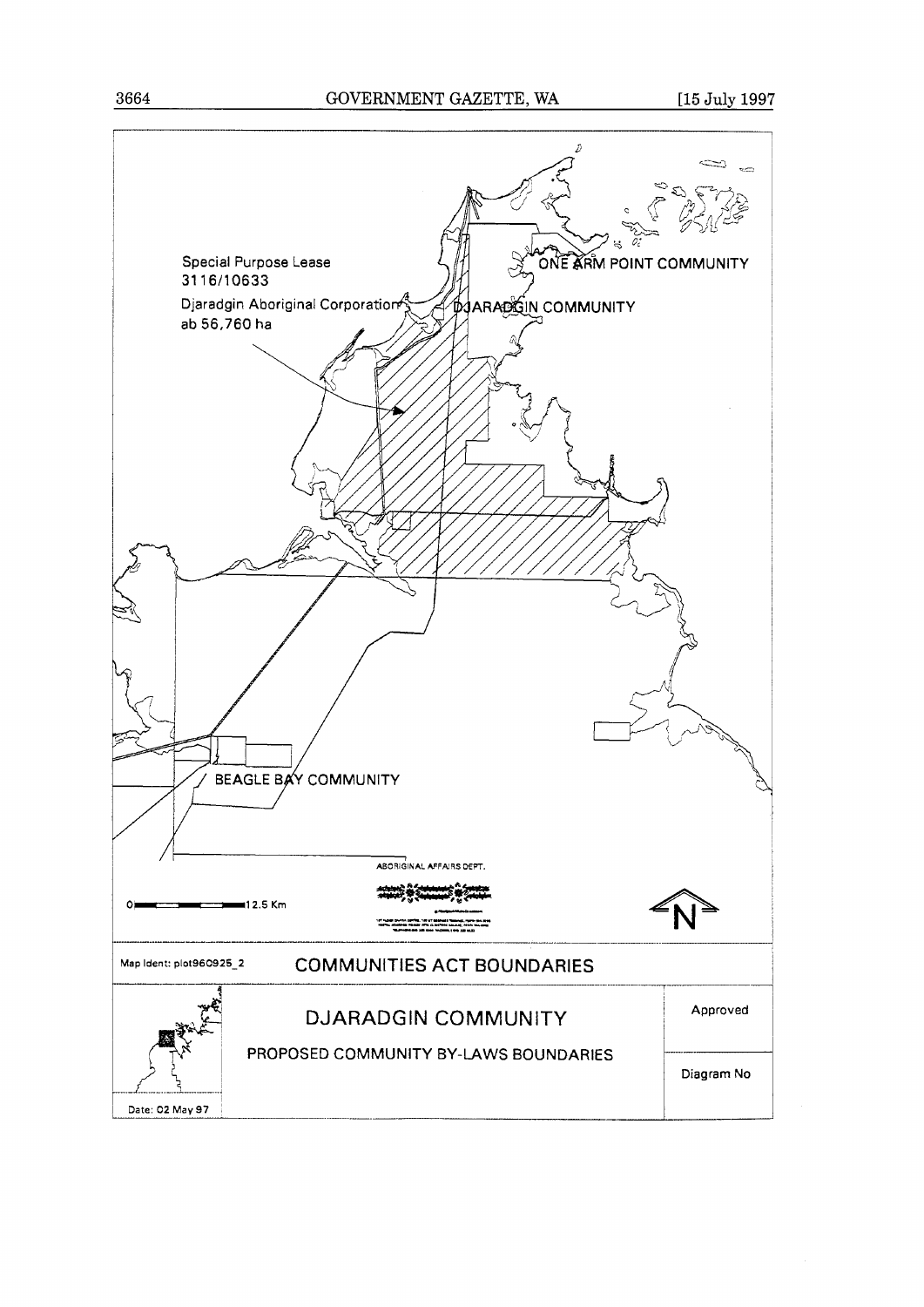Special Purpose Lease
3116/10633

Djaradgin Aboriginal Corporation
ab 56,760 ha

ONE ARM POINT COMMUNITY

DJARADGIN COMMUNITY

BEAGLE BAY COMMUNITY

ABORIGINAL AFFAIRS DEPT.

0 — 12.5 Km

N

Map Ident: plot960925_2

## COMMUNITIES ACT BOUNDARIES

## DJARADGIN COMMUNITY

PROPOSED COMMUNITY BY-LAWS BOUNDARIES

Approved

Diagram No

Date: 02 May 97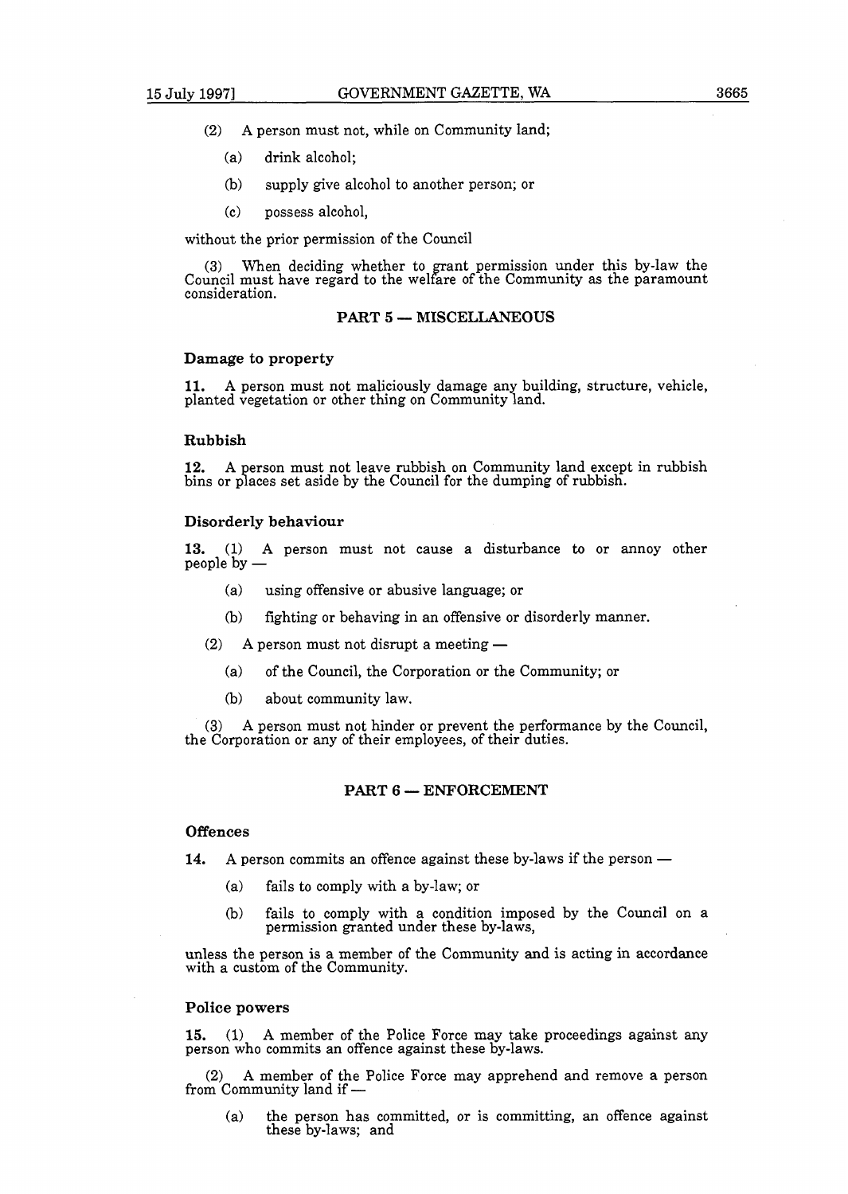(2) A person must not, while on Community land;

(a) drink alcohol;

(b) supply give alcohol to another person; or

(c) possess alcohol,

without the prior permission of the Council

(3) When deciding whether to grant permission under this by-law the Council must have regard to the welfare of the Community as the paramount consideration.

## PART 5 — MISCELLANEOUS

### Damage to property

**11.** A person must not maliciously damage any building, structure, vehicle, planted vegetation or other thing on Community land.

### Rubbish

**12.** A person must not leave rubbish on Community land except in rubbish bins or places set aside by the Council for the dumping of rubbish.

### Disorderly behaviour

**13.** (1) A person must not cause a disturbance to or annoy other people by —

(a) using offensive or abusive language; or

(b) fighting or behaving in an offensive or disorderly manner.

(2) A person must not disrupt a meeting —

(a) of the Council, the Corporation or the Community; or

(b) about community law.

(3) A person must not hinder or prevent the performance by the Council, the Corporation or any of their employees, of their duties.

## PART 6 — ENFORCEMENT

### Offences

**14.** A person commits an offence against these by-laws if the person —

(a) fails to comply with a by-law; or

(b) fails to comply with a condition imposed by the Council on a permission granted under these by-laws,

unless the person is a member of the Community and is acting in accordance with a custom of the Community.

### Police powers

**15.** (1) A member of the Police Force may take proceedings against any person who commits an offence against these by-laws.

(2) A member of the Police Force may apprehend and remove a person from Community land if —

(a) the person has committed, or is committing, an offence against these by-laws; and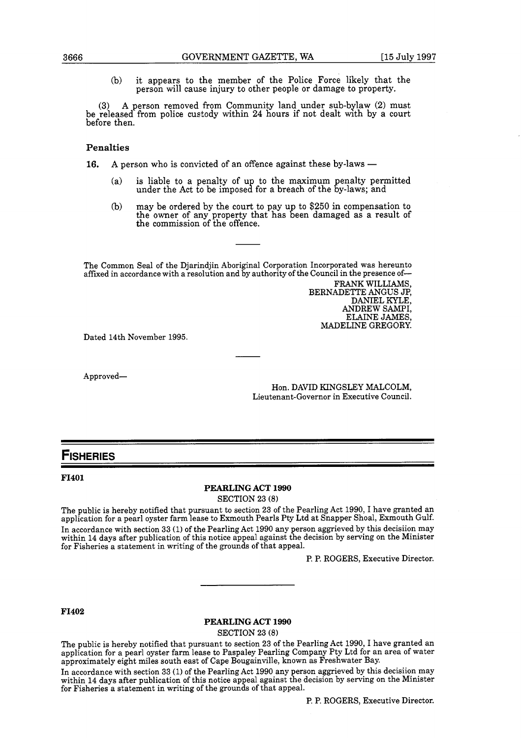(b) it appears to the member of the Police Force likely that the person will cause injury to other people or damage to property.

(3) A person removed from Community land under sub-bylaw (2) must be released from police custody within 24 hours if not dealt with by a court before then.

### Penalties

**16.** A person who is convicted of an offence against these by-laws —

(a) is liable to a penalty of up to the maximum penalty permitted under the Act to be imposed for a breach of the by-laws; and

(b) may be ordered by the court to pay up to $250 in compensation to the owner of any property that has been damaged as a result of the commission of the offence.

---

The Common Seal of the Djarindjin Aboriginal Corporation Incorporated was hereunto affixed in accordance with a resolution and by authority of the Council in the presence of—

FRANK WILLIAMS,
BERNADETTE ANGUS JP,
DANIEL KYLE,
ANDREW SAMPI,
ELAINE JAMES,
MADELINE GREGORY.

Dated 14th November 1995.

---

Approved—

Hon. DAVID KINGSLEY MALCOLM,
Lieutenant-Governor in Executive Council.

## FISHERIES

**FI401**

**PEARLING ACT 1990**

SECTION 23 (8)

The public is hereby notified that pursuant to section 23 of the Pearling Act 1990, I have granted an application for a pearl oyster farm lease to Exmouth Pearls Pty Ltd at Snapper Shoal, Exmouth Gulf.

In accordance with section 33 (1) of the Pearling Act 1990 any person aggrieved by this decisiion may within 14 days after publication of this notice appeal against the decision by serving on the Minister for Fisheries a statement in writing of the grounds of that appeal.

P. P. ROGERS, Executive Director.

---

**FI402**

**PEARLING ACT 1990**

SECTION 23 (8)

The public is hereby notified that pursuant to section 23 of the Pearling Act 1990, I have granted an application for a pearl oyster farm lease to Paspaley Pearling Company Pty Ltd for an area of water approximately eight miles south east of Cape Bougainville, known as Freshwater Bay.

In accordance with section 33 (1) of the Pearling Act 1990 any person aggrieved by this decisiion may within 14 days after publication of this notice appeal against the decision by serving on the Minister for Fisheries a statement in writing of the grounds of that appeal.

P. P. ROGERS, Executive Director.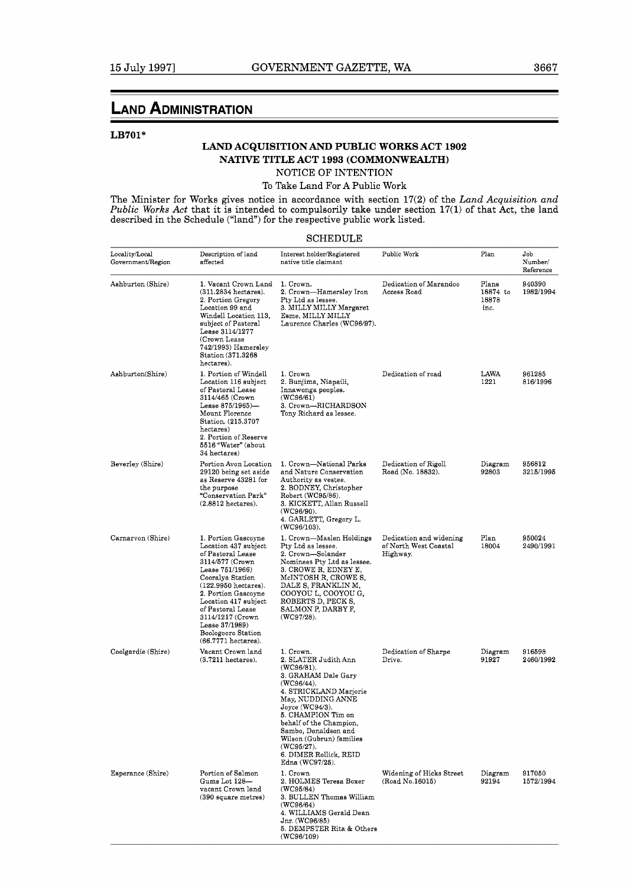# LAND ADMINISTRATION

**LB701***

**LAND ACQUISITION AND PUBLIC WORKS ACT 1902**
**NATIVE TITLE ACT 1993 (COMMONWEALTH)**
NOTICE OF INTENTION

To Take Land For A Public Work

The Minister for Works gives notice in accordance with section 17(2) of the *Land Acquisition and Public Works Act* that it is intended to compulsorily take under section 17(1) of that Act, the land described in the Schedule ("land") for the respective public work listed.

SCHEDULE

| Locality/Local Government/Region | Description of land affected | Interest holder/Registered native title claimant | Public Work | Plan | Job Number/ Reference |
|---|---|---|---|---|---|
| Ashburton (Shire) | 1. Vacant Crown Land (311.2834 hectares). 2. Portion Gregory Location 99 and Windell Location 113, subject of Pastoral Lease 3114/1277 (Crown Lease 742/1993) Hamersley Station (371.3268 hectares). | 1. Crown. 2. Crown—Hamersley Iron Pty Ltd as lessee. 3. MILLY MILLY Margaret Esme, MILLY MILLY Laurence Charles (WC96/97). | Dedication of Marandoo Access Road | Plans 18874 to 18878 inc. | 940390 1982/1994 |
| Ashburton(Shire) | 1. Portion of Windell Location 116 subject of Pastoral Lease 3114/465 (Crown Lease 875/1965)—Mount Florence Station. (215.3707 hectares) 2. Portion of Reserve 5516 "Water" (about 34 hectares) | 1. Crown 2. Bunjima, Niapaili, Innawonga peoples. (WC96/61) 3. Crown—RICHARDSON Tony Richard as lessee. | Dedication of road | LAWA 1221 | 961285 816/1996 |
| Beverley (Shire) | Portion Avon Location 29120 being set aside as Reserve 43281 for the purpose "Conservation Park" (2.8812 hectares). | 1. Crown—National Parks and Nature Conservation Authority as vestee. 2. BODNEY, Christopher Robert (WC95/86). 3. KICKETT, Allan Russell (WC96/90). 4. GARLETT, Gregory L. (WC96/103). | Dedication of Rigoll Road (No. 18832). | Diagram 92803 | 956812 3215/1995 |
| Carnarvon (Shire) | 1. Portion Gascoyne Location 437 subject of Pastoral Lease 3114/577 (Crown Lease 751/1966) Cooralya Station (122.9950 hectares). 2. Portion Gascoyne Location 417 subject of Pastoral Lease 3114/1217 (Crown Lease 37/1989) Boologooro Station (66.7771 hectares). | 1. Crown—Maslen Holdings Pty Ltd as lessee. 2. Crown—Solander Nominees Pty Ltd as lessee. 3. CROWE R, EDNEY E, McINTOSH R, CROWE S, DALE S, FRANKLIN M, COOYOU L, COOYOU G, ROBERTS D, PECK S, SALMON P, DARBY F, (WC97/28). | Dedication and widening of North West Coastal Highway. | Plan 18004 | 950024 2490/1991 |
| Coolgardie (Shire) | Vacant Crown land (3.7211 hectares). | 1. Crown. 2. SLATER Judith Ann (WC96/81). 3. GRAHAM Dale Gary (WC96/44). 4. STRICKLAND Marjorie May, NUDDING ANNE Joyce (WC94/3). 5. CHAMPION Tim on behalf of the Champion, Sambo, Donaldson and Wilson (Gubrun) families (WC95/27). 6. DIMER Rollick, REID Edna (WC97/25). | Dedication of Sharpe Drive. | Diagram 91927 | 916598 2460/1992 |
| Esperance (Shire) | Portion of Salmon Gums Lot 128—vacant Crown land (390 square metres) | 1. Crown 2. HOLMES Teresa Boxer (WC95/84) 3. BULLEN Thomas William (WC96/64) 4. WILLIAMS Gerald Dean Jnr. (WC96/85) 5. DEMPSTER Rita & Others (WC96/109) | Widening of Hicks Street (Road No.16015) | Diagram 92194 | 917050 1572/1994 |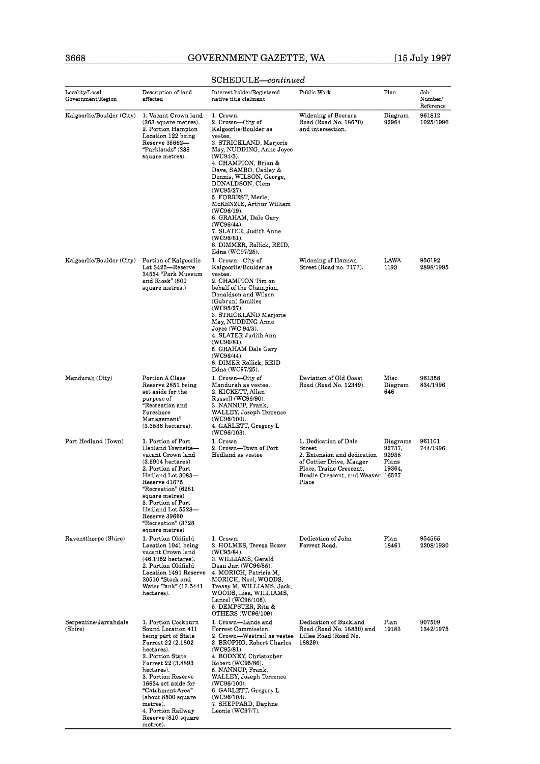SCHEDULE—*continued*

| Locality/Local Government/Region | Description of land affected | Interest holder/Registered native title claimant | Public Work | Plan | Job Number/ Reference |
|---|---|---|---|---|---|
| Kalgoorlie/Boulder (City) | 1. Vacant Crown land (363 square metres). 2. Portion Hampton Location 122 being Reserve 35662—"Parklands" (238 square metres). | 1. Crown. 2. Crown—City of Kalgoorlie/Boulder as vestee. 3. STRICKLAND, Marjorie May, NUDDING, Anne Joyce (WC94/3). 4. CHAMPION, Brian & Dave, SAMBO, Cadley & Dennis, WILSON, George, DONALDSON, Clem (WC95/27). 5. FORREST, Merle, McKENZIE, Arthur William (WC96/19). 6. GRAHAM, Dale Gary (WC96/44). 7. SLATER, Judith Anne (WC96/81). 8. DIMMER, Rollick, REID, Edna (WC97/25). | Widening of Boorara Road (Road No. 18670) and intersection. | Diagram 92964 | 961812 1025/1996 |
| Kalgoorlie/Boulder (City) | Portion of Kalgoorlie Lot 3425—Reserve 34534 "Park Museum and Kiosk" (800 square metres.) | 1. Crown—City of Kalgoorlie/Boulder as vestee. 2. CHAMPION Tim on behalf of the Champion, Donaldson and Wilson (Gubrun) families (WC95/27). 3. STRICKLAND Marjorie May, NUDDING Anne Joyce (WC 94/3). 4. SLATER Judith Ann (WC96/81). 5. GRAHAM Dale Gary (WC96/44). 6. DIMER Rollick, REID Edna (WC97/25). | Widening of Hannan Street (Road no. 7177). | LAWA 1193 | 956192 2898/1995 |
| Mandurah (City) | Portion A Class Reserve 2851 being set aside for the purpose of "Recreation and Foreshore Management" (3.3536 hectares). | 1. Crown—City of Mandurah as vestee. 2. KICKETT, Allan Russell (WC96/90). 3. NANNUP, Frank, WALLEY, Joseph Terrence (WC96/100). 4. GARLETT, Gregory L (WC96/103). | Deviation of Old Coast Road (Road No. 12349). | Misc. Diagram 646 | 961358 834/1996 |
| Port Hedland (Town) | 1. Portion of Port Hedland Townsite—vacant Crown land (3.5904 hectares) 2. Portion of Port Hedland Lot 3083—Reserve 41675 "Recreation" (6281 square metres) 3. Portion of Port Hedland Lot 5528—Reserve 39660 "Recreation" (3728 square metres) | 1. Crown 2. Crown—Town of Port Hedland as vestee | 1. Dedication of Dale Street 2. Extension and dedication of Cottier Drive, Mauger Place, Traine Crescent, Brodie Crescent, and Weaver Place | Diagrams 92737, 92938 Plans 19364, 16527 | 961101 744/1996 |
| Ravensthorpe (Shire) | 1. Portion Oldfield Location 1041 being vacant Crown land (46.1952 hectares). 2. Portion Oldfield Location 1491 Reserve 20510 "Stock and Water Tank" (13.5441 hectares). | 1. Crown. 2. HOLMES, Teresa Boxer (WC95/84). 3. WILLIAMS, Gerald Dean Jnr. (WC96/85). 4. MORICH, Patricia M, MORICH, Noel, WOODS, Treasy M, WILLIAMS, Jack, WOODS, Lisa, WILLIAMS, Lancel (WC96/105). 5. DEMPSTER, Rita & OTHERS (WC96/109). | Dedication of John Forrest Road. | Plan 18461 | 954565 2208/1930 |
| Serpentine/Jarrahdale (Shire) | 1. Portion Cockburn Sound Location 411 being part of State Forrest 22 (2.1802 hectares). 2. Portion State Forrest 22 (3.8893 hectares). 3. Portion Reserve 16634 set aside for "Catchment Area" (about 8500 square metres). 4. Portion Railway Reserve (810 square metres). | 1. Crown—Lands and Forrest Commission. 2. Crown—Westrail as vestee 3. BROPHO, Robert Charles (WC95/81). 4. BODNEY, Christopher Robert (WC95/86). 5. NANNUP, Frank, WALLEY, Joseph Terrence (WC96/100). 6. GARLETT, Gregory L (WC96/103). 7. SHEPPARD, Daphne Leonie (WC97/7). | Dedication of Buckland Road (Road No. 18830) and Lillee Road (Road No. 18829). | Plan 19183 | 907509 1342/1975 |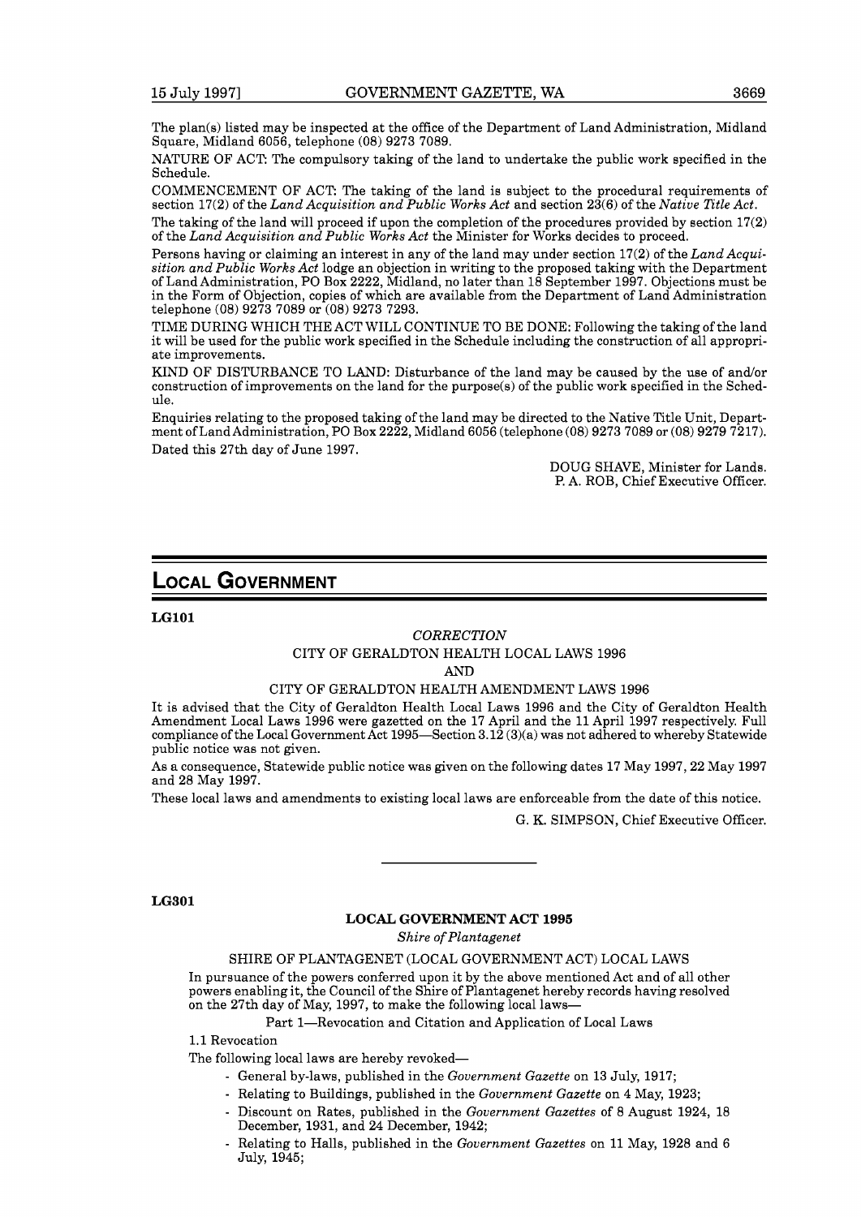The plan(s) listed may be inspected at the office of the Department of Land Administration, Midland Square, Midland 6056, telephone (08) 9273 7089.

NATURE OF ACT: The compulsory taking of the land to undertake the public work specified in the Schedule.

COMMENCEMENT OF ACT: The taking of the land is subject to the procedural requirements of section 17(2) of the *Land Acquisition and Public Works Act* and section 23(6) of the *Native Title Act*.

The taking of the land will proceed if upon the completion of the procedures provided by section 17(2) of the *Land Acquisition and Public Works Act* the Minister for Works decides to proceed.

Persons having or claiming an interest in any of the land may under section 17(2) of the *Land Acquisition and Public Works Act* lodge an objection in writing to the proposed taking with the Department of Land Administration, PO Box 2222, Midland, no later than 18 September 1997. Objections must be in the Form of Objection, copies of which are available from the Department of Land Administration telephone (08) 9273 7089 or (08) 9273 7293.

TIME DURING WHICH THE ACT WILL CONTINUE TO BE DONE: Following the taking of the land it will be used for the public work specified in the Schedule including the construction of all appropriate improvements.

KIND OF DISTURBANCE TO LAND: Disturbance of the land may be caused by the use of and/or construction of improvements on the land for the purpose(s) of the public work specified in the Schedule.

Enquiries relating to the proposed taking of the land may be directed to the Native Title Unit, Department of Land Administration, PO Box 2222, Midland 6056 (telephone (08) 9273 7089 or (08) 9279 7217).

Dated this 27th day of June 1997.

DOUG SHAVE, Minister for Lands.
P. A. ROB, Chief Executive Officer.

# LOCAL GOVERNMENT

**LG101**

*CORRECTION*

CITY OF GERALDTON HEALTH LOCAL LAWS 1996

AND

CITY OF GERALDTON HEALTH AMENDMENT LAWS 1996

It is advised that the City of Geraldton Health Local Laws 1996 and the City of Geraldton Health Amendment Local Laws 1996 were gazetted on the 17 April and the 11 April 1997 respectively. Full compliance of the Local Government Act 1995—Section 3.12 (3)(a) was not adhered to whereby Statewide public notice was not given.

As a consequence, Statewide public notice was given on the following dates 17 May 1997, 22 May 1997 and 28 May 1997.

These local laws and amendments to existing local laws are enforceable from the date of this notice.

G. K. SIMPSON, Chief Executive Officer.

---

**LG301**

**LOCAL GOVERNMENT ACT 1995**

*Shire of Plantagenet*

SHIRE OF PLANTAGENET (LOCAL GOVERNMENT ACT) LOCAL LAWS

In pursuance of the powers conferred upon it by the above mentioned Act and of all other powers enabling it, the Council of the Shire of Plantagenet hereby records having resolved on the 27th day of May, 1997, to make the following local laws—

Part 1—Revocation and Citation and Application of Local Laws

1.1 Revocation

The following local laws are hereby revoked—

- General by-laws, published in the *Government Gazette* on 13 July, 1917;
- Relating to Buildings, published in the *Government Gazette* on 4 May, 1923;
- Discount on Rates, published in the *Government Gazettes* of 8 August 1924, 18 December, 1931, and 24 December, 1942;
- Relating to Halls, published in the *Government Gazettes* on 11 May, 1928 and 6 July, 1945;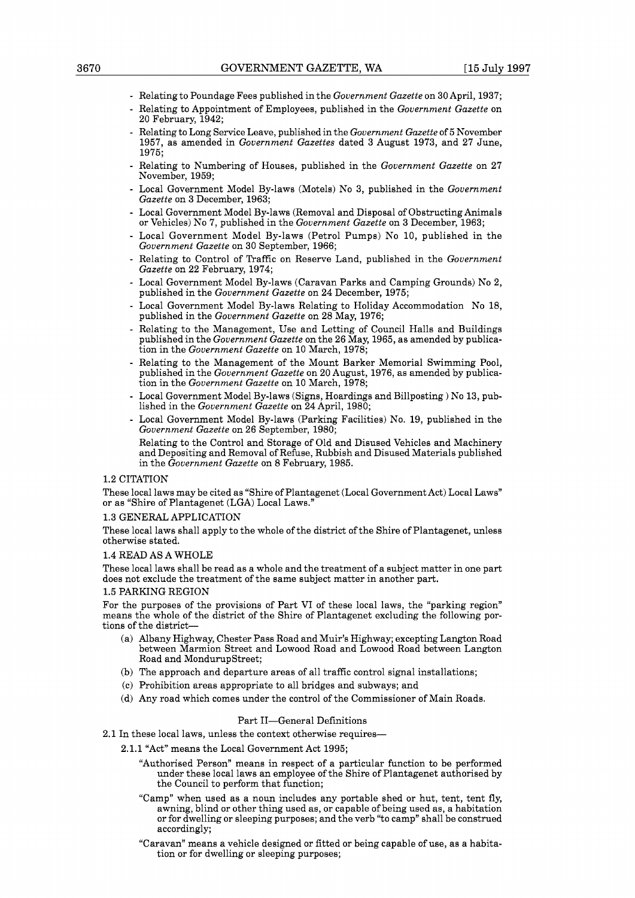- Relating to Poundage Fees published in the *Government Gazette* on 30 April, 1937;
- Relating to Appointment of Employees, published in the *Government Gazette* on 20 February, 1942;
- Relating to Long Service Leave, published in the *Government Gazette* of 5 November 1957, as amended in *Government Gazettes* dated 3 August 1973, and 27 June, 1975;
- Relating to Numbering of Houses, published in the *Government Gazette* on 27 November, 1959;
- Local Government Model By-laws (Motels) No 3, published in the *Government Gazette* on 3 December, 1963;
- Local Government Model By-laws (Removal and Disposal of Obstructing Animals or Vehicles) No 7, published in the *Government Gazette* on 3 December, 1963;
- Local Government Model By-laws (Petrol Pumps) No 10, published in the *Government Gazette* on 30 September, 1966;
- Relating to Control of Traffic on Reserve Land, published in the *Government Gazette* on 22 February, 1974;
- Local Government Model By-laws (Caravan Parks and Camping Grounds) No 2, published in the *Government Gazette* on 24 December, 1975;
- Local Government Model By-laws Relating to Holiday Accommodation No 18, published in the *Government Gazette* on 28 May, 1976;
- Relating to the Management, Use and Letting of Council Halls and Buildings published in the *Government Gazette* on the 26 May, 1965, as amended by publication in the *Government Gazette* on 10 March, 1978;
- Relating to the Management of the Mount Barker Memorial Swimming Pool, published in the *Government Gazette* on 20 August, 1976, as amended by publication in the *Government Gazette* on 10 March, 1978;
- Local Government Model By-laws (Signs, Hoardings and Billposting ) No 13, published in the *Government Gazette* on 24 April, 1980;
- Local Government Model By-laws (Parking Facilities) No. 19, published in the *Government Gazette* on 26 September, 1980;

  Relating to the Control and Storage of Old and Disused Vehicles and Machinery and Depositing and Removal of Refuse, Rubbish and Disused Materials published in the *Government Gazette* on 8 February, 1985.

1.2 CITATION

These local laws may be cited as "Shire of Plantagenet (Local Government Act) Local Laws" or as "Shire of Plantagenet (LGA) Local Laws."

1.3 GENERAL APPLICATION

These local laws shall apply to the whole of the district of the Shire of Plantagenet, unless otherwise stated.

1.4 READ AS A WHOLE

These local laws shall be read as a whole and the treatment of a subject matter in one part does not exclude the treatment of the same subject matter in another part.

1.5 PARKING REGION

For the purposes of the provisions of Part VI of these local laws, the "parking region" means the whole of the district of the Shire of Plantagenet excluding the following portions of the district—

(a) Albany Highway, Chester Pass Road and Muir's Highway; excepting Langton Road between Marmion Street and Lowood Road and Lowood Road between Langton Road and MondurupStreet;

(b) The approach and departure areas of all traffic control signal installations;

(c) Prohibition areas appropriate to all bridges and subways; and

(d) Any road which comes under the control of the Commissioner of Main Roads.

## Part II—General Definitions

2.1 In these local laws, unless the context otherwise requires—

2.1.1 "Act" means the Local Government Act 1995;

"Authorised Person" means in respect of a particular function to be performed under these local laws an employee of the Shire of Plantagenet authorised by the Council to perform that function;

"Camp" when used as a noun includes any portable shed or hut, tent, tent fly, awning, blind or other thing used as, or capable of being used as, a habitation or for dwelling or sleeping purposes; and the verb "to camp" shall be construed accordingly;

"Caravan" means a vehicle designed or fitted or being capable of use, as a habitation or for dwelling or sleeping purposes;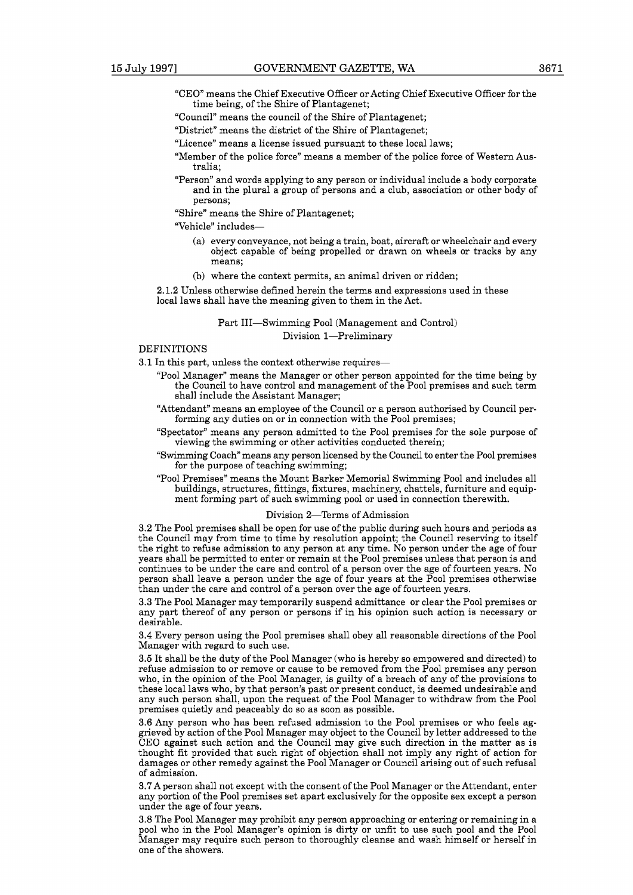"CEO" means the Chief Executive Officer or Acting Chief Executive Officer for the time being, of the Shire of Plantagenet;

"Council" means the council of the Shire of Plantagenet;

"District" means the district of the Shire of Plantagenet;

"Licence" means a license issued pursuant to these local laws;

"Member of the police force" means a member of the police force of Western Australia;

"Person" and words applying to any person or individual include a body corporate and in the plural a group of persons and a club, association or other body of persons;

"Shire" means the Shire of Plantagenet;

"Vehicle" includes—

(a) every conveyance, not being a train, boat, aircraft or wheelchair and every object capable of being propelled or drawn on wheels or tracks by any means;

(b) where the context permits, an animal driven or ridden;

2.1.2 Unless otherwise defined herein the terms and expressions used in these local laws shall have the meaning given to them in the Act.

## Part III—Swimming Pool (Management and Control)

### Division 1—Preliminary

DEFINITIONS

3.1 In this part, unless the context otherwise requires—

"Pool Manager" means the Manager or other person appointed for the time being by the Council to have control and management of the Pool premises and such term shall include the Assistant Manager;

"Attendant" means an employee of the Council or a person authorised by Council performing any duties on or in connection with the Pool premises;

"Spectator" means any person admitted to the Pool premises for the sole purpose of viewing the swimming or other activities conducted therein;

"Swimming Coach" means any person licensed by the Council to enter the Pool premises for the purpose of teaching swimming;

"Pool Premises" means the Mount Barker Memorial Swimming Pool and includes all buildings, structures, fittings, fixtures, machinery, chattels, furniture and equipment forming part of such swimming pool or used in connection therewith.

### Division 2—Terms of Admission

3.2 The Pool premises shall be open for use of the public during such hours and periods as the Council may from time to time by resolution appoint; the Council reserving to itself the right to refuse admission to any person at any time. No person under the age of four years shall be permitted to enter or remain at the Pool premises unless that person is and continues to be under the care and control of a person over the age of fourteen years. No person shall leave a person under the age of four years at the Pool premises otherwise than under the care and control of a person over the age of fourteen years.

3.3 The Pool Manager may temporarily suspend admittance or clear the Pool premises or any part thereof of any person or persons if in his opinion such action is necessary or desirable.

3.4 Every person using the Pool premises shall obey all reasonable directions of the Pool Manager with regard to such use.

3.5 It shall be the duty of the Pool Manager (who is hereby so empowered and directed) to refuse admission to or remove or cause to be removed from the Pool premises any person who, in the opinion of the Pool Manager, is guilty of a breach of any of the provisions to these local laws who, by that person's past or present conduct, is deemed undesirable and any such person shall, upon the request of the Pool Manager to withdraw from the Pool premises quietly and peaceably do so as soon as possible.

3.6 Any person who has been refused admission to the Pool premises or who feels aggrieved by action of the Pool Manager may object to the Council by letter addressed to the CEO against such action and the Council may give such direction in the matter as is thought fit provided that such right of objection shall not imply any right of action for damages or other remedy against the Pool Manager or Council arising out of such refusal of admission.

3.7 A person shall not except with the consent of the Pool Manager or the Attendant, enter any portion of the Pool premises set apart exclusively for the opposite sex except a person under the age of four years.

3.8 The Pool Manager may prohibit any person approaching or entering or remaining in a pool who in the Pool Manager's opinion is dirty or unfit to use such pool and the Pool Manager may require such person to thoroughly cleanse and wash himself or herself in one of the showers.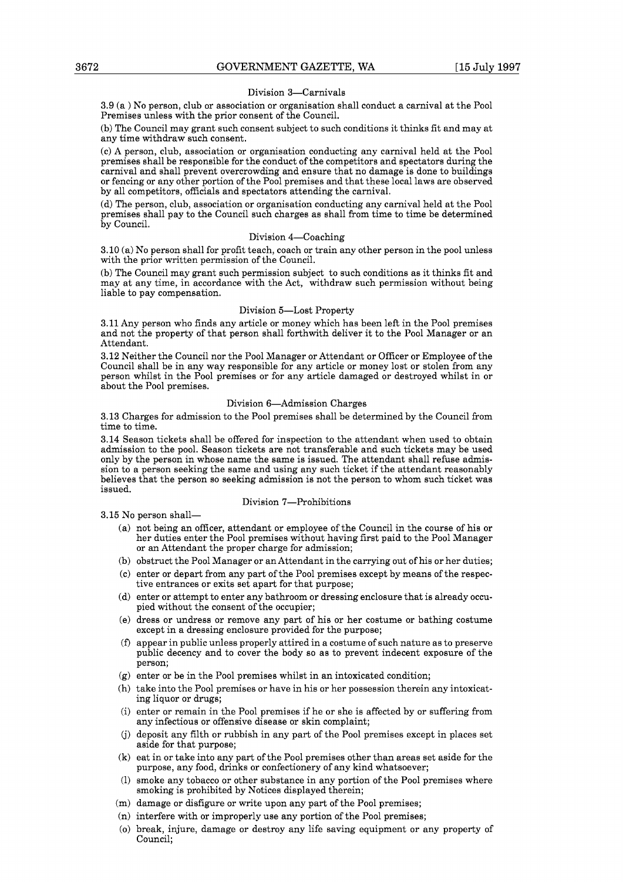### Division 3—Carnivals

3.9 (a ) No person, club or association or organisation shall conduct a carnival at the Pool Premises unless with the prior consent of the Council.

(b) The Council may grant such consent subject to such conditions it thinks fit and may at any time withdraw such consent.

(c) A person, club, association or organisation conducting any carnival held at the Pool premises shall be responsible for the conduct of the competitors and spectators during the carnival and shall prevent overcrowding and ensure that no damage is done to buildings or fencing or any other portion of the Pool premises and that these local laws are observed by all competitors, officials and spectators attending the carnival.

(d) The person, club, association or organisation conducting any carnival held at the Pool premises shall pay to the Council such charges as shall from time to time be determined by Council.

### Division 4—Coaching

3.10 (a) No person shall for profit teach, coach or train any other person in the pool unless with the prior written permission of the Council.

(b) The Council may grant such permission subject to such conditions as it thinks fit and may at any time, in accordance with the Act, withdraw such permission without being liable to pay compensation.

### Division 5—Lost Property

3.11 Any person who finds any article or money which has been left in the Pool premises and not the property of that person shall forthwith deliver it to the Pool Manager or an Attendant.

3.12 Neither the Council nor the Pool Manager or Attendant or Officer or Employee of the Council shall be in any way responsible for any article or money lost or stolen from any person whilst in the Pool premises or for any article damaged or destroyed whilst in or about the Pool premises.

### Division 6—Admission Charges

3.13 Charges for admission to the Pool premises shall be determined by the Council from time to time.

3.14 Season tickets shall be offered for inspection to the attendant when used to obtain admission to the pool. Season tickets are not transferable and such tickets may be used only by the person in whose name the same is issued. The attendant shall refuse admission to a person seeking the same and using any such ticket if the attendant reasonably believes that the person so seeking admission is not the person to whom such ticket was issued.

### Division 7—Prohibitions

3.15 No person shall—

(a) not being an officer, attendant or employee of the Council in the course of his or her duties enter the Pool premises without having first paid to the Pool Manager or an Attendant the proper charge for admission;

(b) obstruct the Pool Manager or an Attendant in the carrying out of his or her duties;

(c) enter or depart from any part of the Pool premises except by means of the respective entrances or exits set apart for that purpose;

(d) enter or attempt to enter any bathroom or dressing enclosure that is already occupied without the consent of the occupier;

(e) dress or undress or remove any part of his or her costume or bathing costume except in a dressing enclosure provided for the purpose;

(f) appear in public unless properly attired in a costume of such nature as to preserve public decency and to cover the body so as to prevent indecent exposure of the person;

(g) enter or be in the Pool premises whilst in an intoxicated condition;

(h) take into the Pool premises or have in his or her possession therein any intoxicating liquor or drugs;

(i) enter or remain in the Pool premises if he or she is affected by or suffering from any infectious or offensive disease or skin complaint;

(j) deposit any filth or rubbish in any part of the Pool premises except in places set aside for that purpose;

(k) eat in or take into any part of the Pool premises other than areas set aside for the purpose, any food, drinks or confectionery of any kind whatsoever;

(l) smoke any tobacco or other substance in any portion of the Pool premises where smoking is prohibited by Notices displayed therein;

(m) damage or disfigure or write upon any part of the Pool premises;

(n) interfere with or improperly use any portion of the Pool premises;

(o) break, injure, damage or destroy any life saving equipment or any property of Council;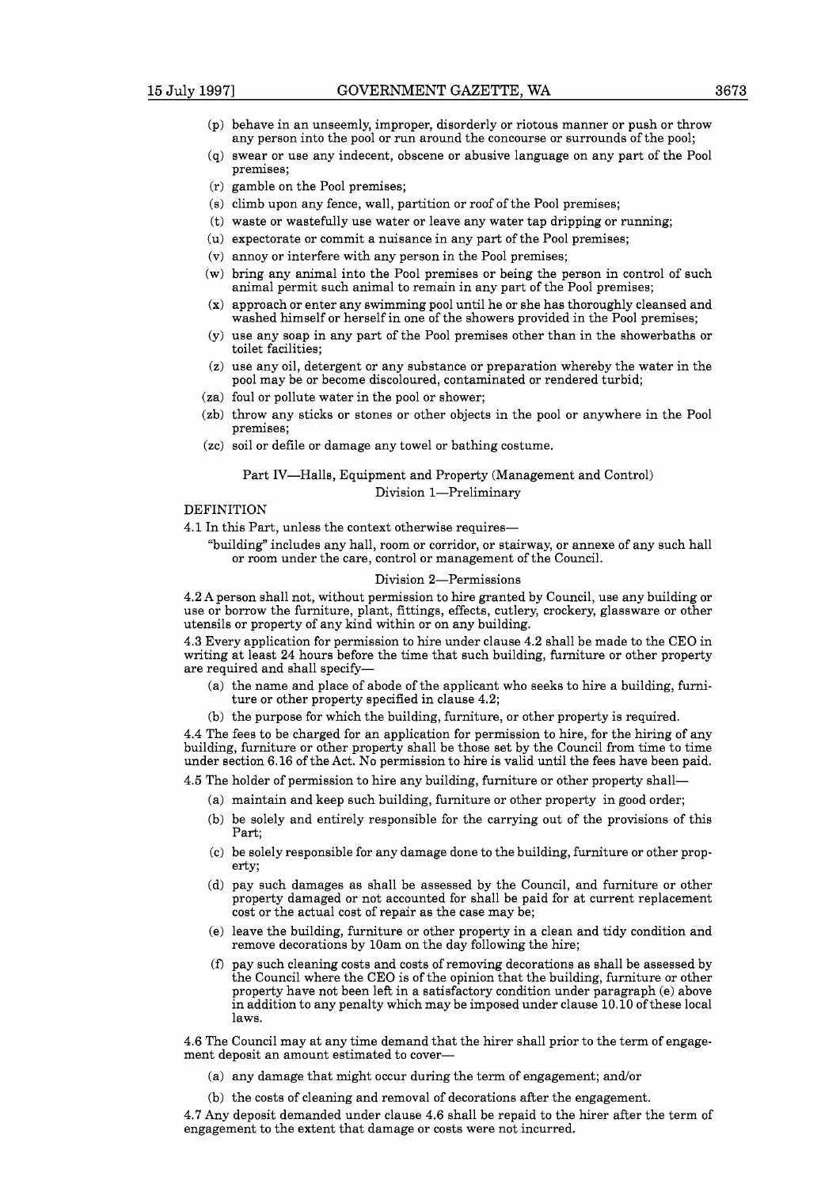(p) behave in an unseemly, improper, disorderly or riotous manner or push or throw any person into the pool or run around the concourse or surrounds of the pool;

(q) swear or use any indecent, obscene or abusive language on any part of the Pool premises;

(r) gamble on the Pool premises;

(s) climb upon any fence, wall, partition or roof of the Pool premises;

(t) waste or wastefully use water or leave any water tap dripping or running;

(u) expectorate or commit a nuisance in any part of the Pool premises;

(v) annoy or interfere with any person in the Pool premises;

(w) bring any animal into the Pool premises or being the person in control of such animal permit such animal to remain in any part of the Pool premises;

(x) approach or enter any swimming pool until he or she has thoroughly cleansed and washed himself or herself in one of the showers provided in the Pool premises;

(y) use any soap in any part of the Pool premises other than in the showerbaths or toilet facilities;

(z) use any oil, detergent or any substance or preparation whereby the water in the pool may be or become discoloured, contaminated or rendered turbid;

(za) foul or pollute water in the pool or shower;

(zb) throw any sticks or stones or other objects in the pool or anywhere in the Pool premises;

(zc) soil or defile or damage any towel or bathing costume.

## Part IV—Halls, Equipment and Property (Management and Control)

### Division 1—Preliminary

DEFINITION

4.1 In this Part, unless the context otherwise requires—

"building" includes any hall, room or corridor, or stairway, or annexe of any such hall or room under the care, control or management of the Council.

### Division 2—Permissions

4.2 A person shall not, without permission to hire granted by Council, use any building or use or borrow the furniture, plant, fittings, effects, cutlery, crockery, glassware or other utensils or property of any kind within or on any building.

4.3 Every application for permission to hire under clause 4.2 shall be made to the CEO in writing at least 24 hours before the time that such building, furniture or other property are required and shall specify—

(a) the name and place of abode of the applicant who seeks to hire a building, furniture or other property specified in clause 4.2;

(b) the purpose for which the building, furniture, or other property is required.

4.4 The fees to be charged for an application for permission to hire, for the hiring of any building, furniture or other property shall be those set by the Council from time to time under section 6.16 of the Act. No permission to hire is valid until the fees have been paid.

4.5 The holder of permission to hire any building, furniture or other property shall—

(a) maintain and keep such building, furniture or other property in good order;

(b) be solely and entirely responsible for the carrying out of the provisions of this Part;

(c) be solely responsible for any damage done to the building, furniture or other property;

(d) pay such damages as shall be assessed by the Council, and furniture or other property damaged or not accounted for shall be paid for at current replacement cost or the actual cost of repair as the case may be;

(e) leave the building, furniture or other property in a clean and tidy condition and remove decorations by 10am on the day following the hire;

(f) pay such cleaning costs and costs of removing decorations as shall be assessed by the Council where the CEO is of the opinion that the building, furniture or other property have not been left in a satisfactory condition under paragraph (e) above in addition to any penalty which may be imposed under clause 10.10 of these local laws.

4.6 The Council may at any time demand that the hirer shall prior to the term of engagement deposit an amount estimated to cover—

(a) any damage that might occur during the term of engagement; and/or

(b) the costs of cleaning and removal of decorations after the engagement.

4.7 Any deposit demanded under clause 4.6 shall be repaid to the hirer after the term of engagement to the extent that damage or costs were not incurred.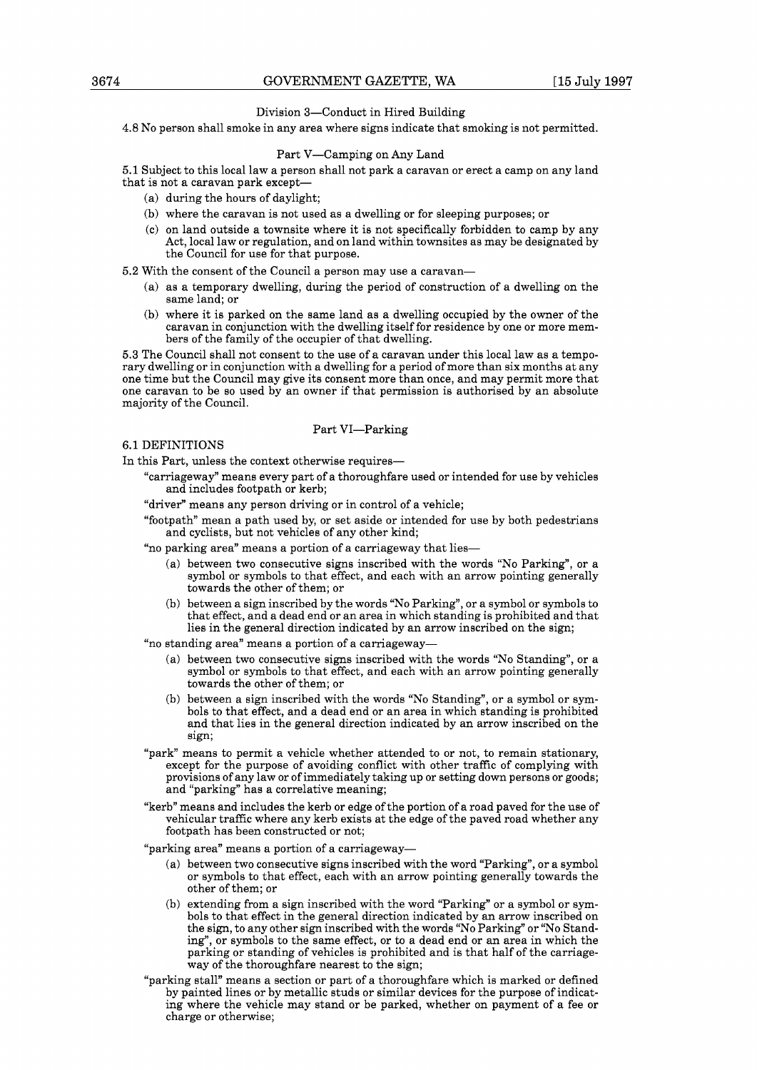### Division 3—Conduct in Hired Building

4.8 No person shall smoke in any area where signs indicate that smoking is not permitted.

## Part V—Camping on Any Land

5.1 Subject to this local law a person shall not park a caravan or erect a camp on any land that is not a caravan park except—

- (a) during the hours of daylight;
- (b) where the caravan is not used as a dwelling or for sleeping purposes; or
- (c) on land outside a townsite where it is not specifically forbidden to camp by any Act, local law or regulation, and on land within townsites as may be designated by the Council for use for that purpose.

5.2 With the consent of the Council a person may use a caravan—

- (a) as a temporary dwelling, during the period of construction of a dwelling on the same land; or
- (b) where it is parked on the same land as a dwelling occupied by the owner of the caravan in conjunction with the dwelling itself for residence by one or more members of the family of the occupier of that dwelling.

5.3 The Council shall not consent to the use of a caravan under this local law as a temporary dwelling or in conjunction with a dwelling for a period of more than six months at any one time but the Council may give its consent more than once, and may permit more that one caravan to be so used by an owner if that permission is authorised by an absolute majority of the Council.

## Part VI—Parking

6.1 DEFINITIONS

In this Part, unless the context otherwise requires—

"carriageway" means every part of a thoroughfare used or intended for use by vehicles and includes footpath or kerb;

"driver" means any person driving or in control of a vehicle;

"footpath" mean a path used by, or set aside or intended for use by both pedestrians and cyclists, but not vehicles of any other kind;

"no parking area" means a portion of a carriageway that lies—

- (a) between two consecutive signs inscribed with the words "No Parking", or a symbol or symbols to that effect, and each with an arrow pointing generally towards the other of them; or
- (b) between a sign inscribed by the words "No Parking", or a symbol or symbols to that effect, and a dead end or an area in which standing is prohibited and that lies in the general direction indicated by an arrow inscribed on the sign;

"no standing area" means a portion of a carriageway—

- (a) between two consecutive signs inscribed with the words "No Standing", or a symbol or symbols to that effect, and each with an arrow pointing generally towards the other of them; or
- (b) between a sign inscribed with the words "No Standing", or a symbol or symbols to that effect, and a dead end or an area in which standing is prohibited and that lies in the general direction indicated by an arrow inscribed on the sign;

"park" means to permit a vehicle whether attended to or not, to remain stationary, except for the purpose of avoiding conflict with other traffic of complying with provisions of any law or of immediately taking up or setting down persons or goods; and "parking" has a correlative meaning;

"kerb" means and includes the kerb or edge of the portion of a road paved for the use of vehicular traffic where any kerb exists at the edge of the paved road whether any footpath has been constructed or not;

"parking area" means a portion of a carriageway—

- (a) between two consecutive signs inscribed with the word "Parking", or a symbol or symbols to that effect, each with an arrow pointing generally towards the other of them; or
- (b) extending from a sign inscribed with the word "Parking" or a symbol or symbols to that effect in the general direction indicated by an arrow inscribed on the sign, to any other sign inscribed with the words "No Parking" or "No Standing", or symbols to the same effect, or to a dead end or an area in which the parking or standing of vehicles is prohibited and is that half of the carriageway of the thoroughfare nearest to the sign;

"parking stall" means a section or part of a thoroughfare which is marked or defined by painted lines or by metallic studs or similar devices for the purpose of indicating where the vehicle may stand or be parked, whether on payment of a fee or charge or otherwise;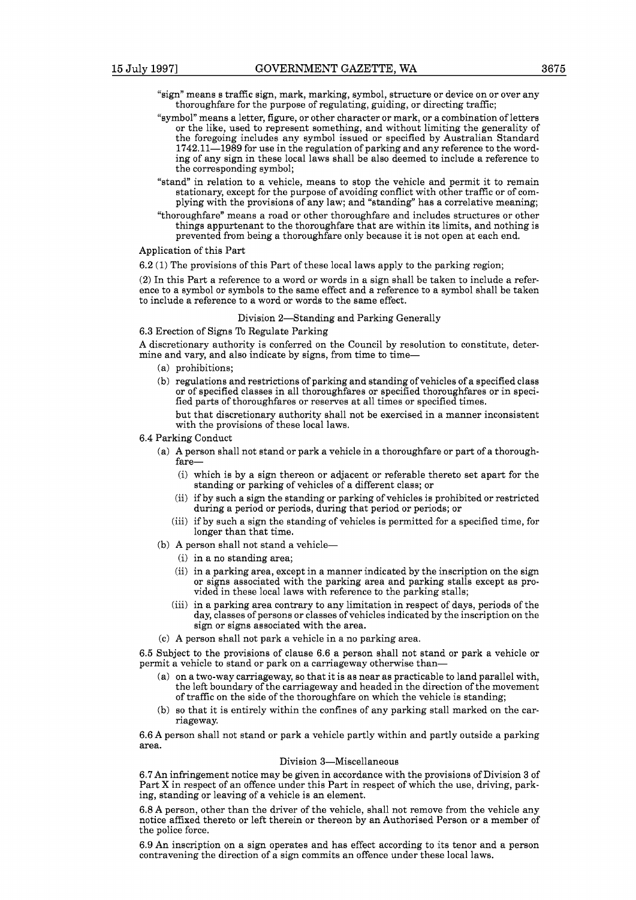"sign" means s traffic sign, mark, marking, symbol, structure or device on or over any thoroughfare for the purpose of regulating, guiding, or directing traffic;

"symbol" means a letter, figure, or other character or mark, or a combination of letters or the like, used to represent something, and without limiting the generality of the foregoing includes any symbol issued or specified by Australian Standard 1742.11—1989 for use in the regulation of parking and any reference to the wording of any sign in these local laws shall be also deemed to include a reference to the corresponding symbol;

"stand" in relation to a vehicle, means to stop the vehicle and permit it to remain stationary, except for the purpose of avoiding conflict with other traffic or of complying with the provisions of any law; and "standing" has a correlative meaning;

"thoroughfare" means a road or other thoroughfare and includes structures or other things appurtenant to the thoroughfare that are within its limits, and nothing is prevented from being a thoroughfare only because it is not open at each end.

Application of this Part

6.2 (1) The provisions of this Part of these local laws apply to the parking region;

(2) In this Part a reference to a word or words in a sign shall be taken to include a reference to a symbol or symbols to the same effect and a reference to a symbol shall be taken to include a reference to a word or words to the same effect.

### Division 2—Standing and Parking Generally

6.3 Erection of Signs To Regulate Parking

A discretionary authority is conferred on the Council by resolution to constitute, determine and vary, and also indicate by signs, from time to time—

- (a) prohibitions;
- (b) regulations and restrictions of parking and standing of vehicles of a specified class or of specified classes in all thoroughfares or specified thoroughfares or in specified parts of thoroughfares or reserves at all times or specified times.

  but that discretionary authority shall not be exercised in a manner inconsistent with the provisions of these local laws.

6.4 Parking Conduct

- (a) A person shall not stand or park a vehicle in a thoroughfare or part of a thoroughfare—
  - (i) which is by a sign thereon or adjacent or referable thereto set apart for the standing or parking of vehicles of a different class; or
  - (ii) if by such a sign the standing or parking of vehicles is prohibited or restricted during a period or periods, during that period or periods; or
  - (iii) if by such a sign the standing of vehicles is permitted for a specified time, for longer than that time.
- (b) A person shall not stand a vehicle—
  - (i) in a no standing area;
  - (ii) in a parking area, except in a manner indicated by the inscription on the sign or signs associated with the parking area and parking stalls except as provided in these local laws with reference to the parking stalls;
  - (iii) in a parking area contrary to any limitation in respect of days, periods of the day, classes of persons or classes of vehicles indicated by the inscription on the sign or signs associated with the area.
- (c) A person shall not park a vehicle in a no parking area.

6.5 Subject to the provisions of clause 6.6 a person shall not stand or park a vehicle or permit a vehicle to stand or park on a carriageway otherwise than—

- (a) on a two-way carriageway, so that it is as near as practicable to land parallel with, the left boundary of the carriageway and headed in the direction of the movement of traffic on the side of the thoroughfare on which the vehicle is standing;
- (b) so that it is entirely within the confines of any parking stall marked on the carriageway.

6.6 A person shall not stand or park a vehicle partly within and partly outside a parking area.

### Division 3—Miscellaneous

6.7 An infringement notice may be given in accordance with the provisions of Division 3 of Part X in respect of an offence under this Part in respect of which the use, driving, parking, standing or leaving of a vehicle is an element.

6.8 A person, other than the driver of the vehicle, shall not remove from the vehicle any notice affixed thereto or left therein or thereon by an Authorised Person or a member of the police force.

6.9 An inscription on a sign operates and has effect according to its tenor and a person contravening the direction of a sign commits an offence under these local laws.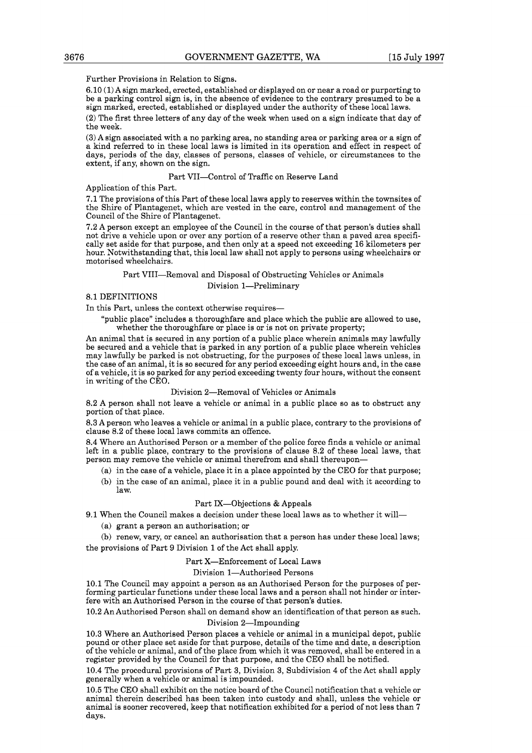Further Provisions in Relation to Signs.

6.10 (1) A sign marked, erected, established or displayed on or near a road or purporting to be a parking control sign is, in the absence of evidence to the contrary presumed to be a sign marked, erected, established or displayed under the authority of these local laws.

(2) The first three letters of any day of the week when used on a sign indicate that day of the week.

(3) A sign associated with a no parking area, no standing area or parking area or a sign of a kind referred to in these local laws is limited in its operation and effect in respect of days, periods of the day, classes of persons, classes of vehicle, or circumstances to the extent, if any, shown on the sign.

## Part VII—Control of Traffic on Reserve Land

Application of this Part.

7.1 The provisions of this Part of these local laws apply to reserves within the townsites of the Shire of Plantagenet, which are vested in the care, control and management of the Council of the Shire of Plantagenet.

7.2 A person except an employee of the Council in the course of that person's duties shall not drive a vehicle upon or over any portion of a reserve other than a paved area specifically set aside for that purpose, and then only at a speed not exceeding 16 kilometers per hour. Notwithstanding that, this local law shall not apply to persons using wheelchairs or motorised wheelchairs.

## Part VIII—Removal and Disposal of Obstructing Vehicles or Animals

### Division 1—Preliminary

8.1 DEFINITIONS

In this Part, unless the context otherwise requires—

"public place" includes a thoroughfare and place which the public are allowed to use, whether the thoroughfare or place is or is not on private property;

An animal that is secured in any portion of a public place wherein animals may lawfully be secured and a vehicle that is parked in any portion of a public place wherein vehicles may lawfully be parked is not obstructing, for the purposes of these local laws unless, in the case of an animal, it is so secured for any period exceeding eight hours and, in the case of a vehicle, it is so parked for any period exceeding twenty four hours, without the consent in writing of the CEO.

### Division 2—Removal of Vehicles or Animals

8.2 A person shall not leave a vehicle or animal in a public place so as to obstruct any portion of that place.

8.3 A person who leaves a vehicle or animal in a public place, contrary to the provisions of clause 8.2 of these local laws commits an offence.

8.4 Where an Authorised Person or a member of the police force finds a vehicle or animal left in a public place, contrary to the provisions of clause 8.2 of these local laws, that person may remove the vehicle or animal therefrom and shall thereupon—

- (a) in the case of a vehicle, place it in a place appointed by the CEO for that purpose;
- (b) in the case of an animal, place it in a public pound and deal with it according to law.

## Part IX—Objections & Appeals

9.1 When the Council makes a decision under these local laws as to whether it will—

- (a) grant a person an authorisation; or
- (b) renew, vary, or cancel an authorisation that a person has under these local laws;

the provisions of Part 9 Division 1 of the Act shall apply.

## Part X—Enforcement of Local Laws

### Division 1—Authorised Persons

10.1 The Council may appoint a person as an Authorised Person for the purposes of performing particular functions under these local laws and a person shall not hinder or interfere with an Authorised Person in the course of that person's duties.

10.2 An Authorised Person shall on demand show an identification of that person as such.

### Division 2—Impounding

10.3 Where an Authorised Person places a vehicle or animal in a municipal depot, public pound or other place set aside for that purpose, details of the time and date, a description of the vehicle or animal, and of the place from which it was removed, shall be entered in a register provided by the Council for that purpose, and the CEO shall be notified.

10.4 The procedural provisions of Part 3, Division 3, Subdivision 4 of the Act shall apply generally when a vehicle or animal is impounded.

10.5 The CEO shall exhibit on the notice board of the Council notification that a vehicle or animal therein described has been taken into custody and shall, unless the vehicle or animal is sooner recovered, keep that notification exhibited for a period of not less than 7 days.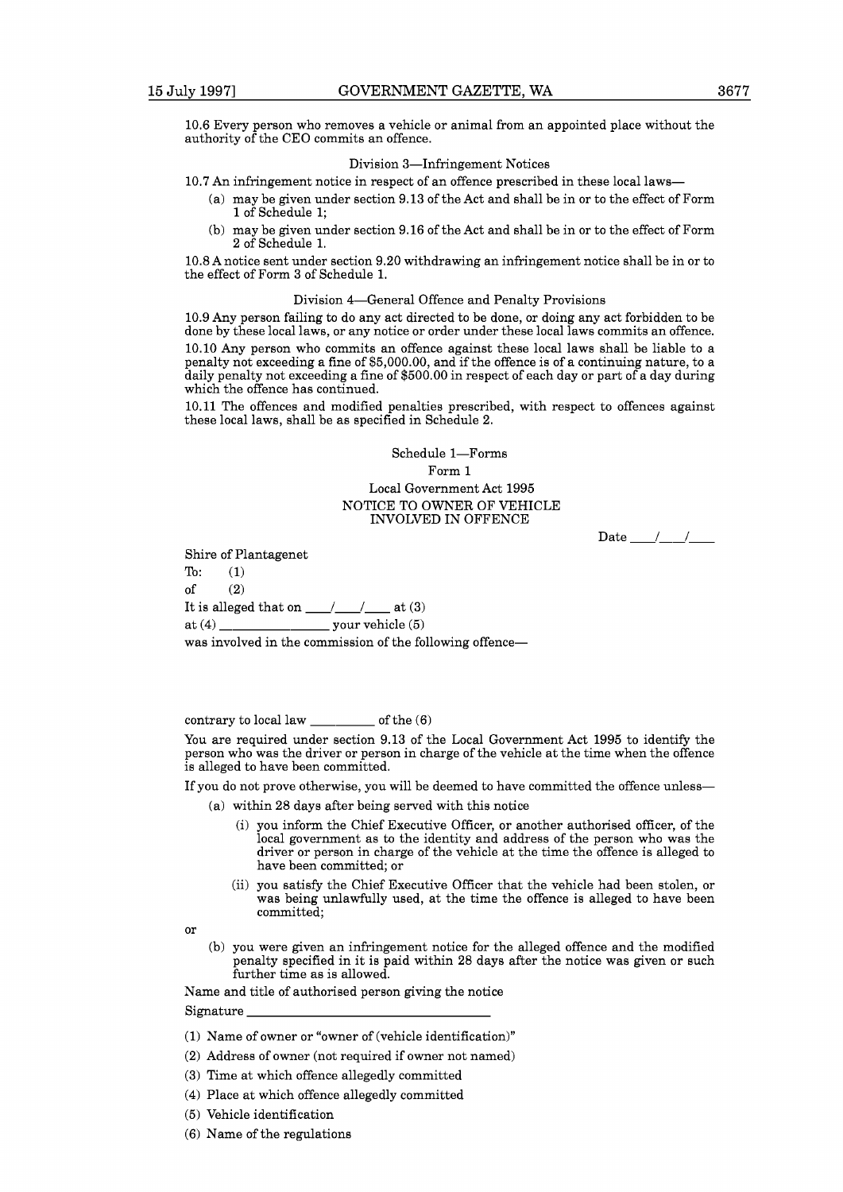10.6 Every person who removes a vehicle or animal from an appointed place without the authority of the CEO commits an offence.

### Division 3—Infringement Notices

10.7 An infringement notice in respect of an offence prescribed in these local laws—

- (a) may be given under section 9.13 of the Act and shall be in or to the effect of Form 1 of Schedule 1;
- (b) may be given under section 9.16 of the Act and shall be in or to the effect of Form 2 of Schedule 1.

10.8 A notice sent under section 9.20 withdrawing an infringement notice shall be in or to the effect of Form 3 of Schedule 1.

### Division 4—General Offence and Penalty Provisions

10.9 Any person failing to do any act directed to be done, or doing any act forbidden to be done by these local laws, or any notice or order under these local laws commits an offence.

10.10 Any person who commits an offence against these local laws shall be liable to a penalty not exceeding a fine of $5,000.00, and if the offence is of a continuing nature, to a daily penalty not exceeding a fine of $500.00 in respect of each day or part of a day during which the offence has continued.

10.11 The offences and modified penalties prescribed, with respect to offences against these local laws, shall be as specified in Schedule 2.

## Schedule 1—Forms

### Form 1

Local Government Act 1995

NOTICE TO OWNER OF VEHICLE INVOLVED IN OFFENCE

Date ____/____/____

Shire of Plantagenet

To: (1)

of (2)

It is alleged that on ____/____/____ at (3)

at (4) ________________ your vehicle (5)

was involved in the commission of the following offence—

contrary to local law __________ of the (6)

You are required under section 9.13 of the Local Government Act 1995 to identify the person who was the driver or person in charge of the vehicle at the time when the offence is alleged to have been committed.

If you do not prove otherwise, you will be deemed to have committed the offence unless—

- (a) within 28 days after being served with this notice
  - (i) you inform the Chief Executive Officer, or another authorised officer, of the local government as to the identity and address of the person who was the driver or person in charge of the vehicle at the time the offence is alleged to have been committed; or
  - (ii) you satisfy the Chief Executive Officer that the vehicle had been stolen, or was being unlawfully used, at the time the offence is alleged to have been committed;

or

- (b) you were given an infringement notice for the alleged offence and the modified penalty specified in it is paid within 28 days after the notice was given or such further time as is allowed.

Name and title of authorised person giving the notice

Signature ____________________________________

(1) Name of owner or "owner of (vehicle identification)"

(2) Address of owner (not required if owner not named)

(3) Time at which offence allegedly committed

(4) Place at which offence allegedly committed

(5) Vehicle identification

(6) Name of the regulations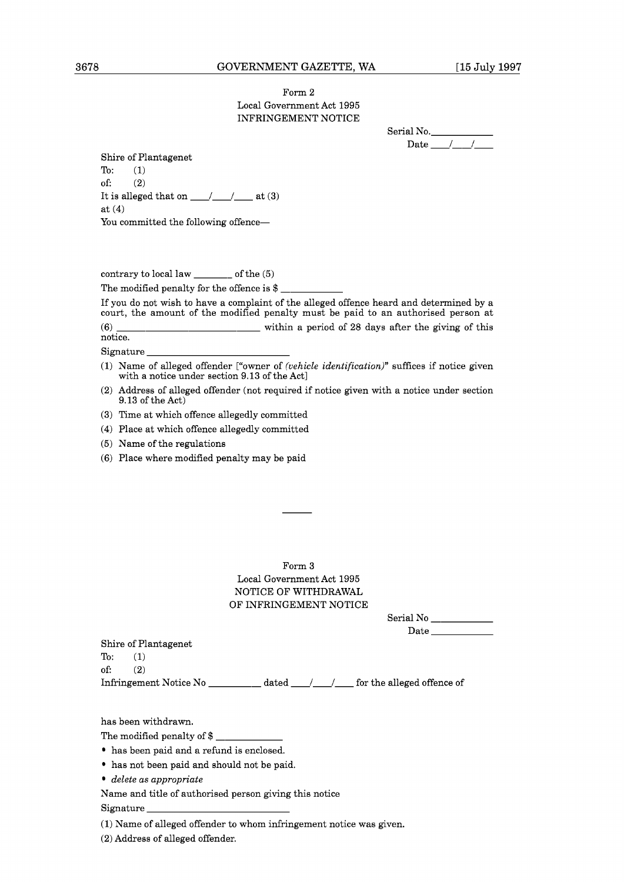Form 2

Local Government Act 1995

INFRINGEMENT NOTICE

Serial No.____________

Date ____/____/____

Shire of Plantagenet

To: (1)

of: (2)

It is alleged that on ____/____/____ at (3)

at (4)

You committed the following offence—

contrary to local law ________ of the (5)

The modified penalty for the offence is $ ____________

If you do not wish to have a complaint of the alleged offence heard and determined by a court, the amount of the modified penalty must be paid to an authorised person at (6) ____________________________ within a period of 28 days after the giving of this notice.

Signature ____________________________

(1) Name of alleged offender ["owner of *(vehicle identification)*" suffices if notice given with a notice under section 9.13 of the Act]

(2) Address of alleged offender (not required if notice given with a notice under section 9.13 of the Act)

(3) Time at which offence allegedly committed

(4) Place at which offence allegedly committed

(5) Name of the regulations

(6) Place where modified penalty may be paid

---

Form 3

Local Government Act 1995

NOTICE OF WITHDRAWAL OF INFRINGEMENT NOTICE

Serial No ____________

Date ____________

Shire of Plantagenet

To: (1)

of: (2)

Infringement Notice No __________ dated ____/____/____ for the alleged offence of

has been withdrawn.

The modified penalty of $ ____________

- has been paid and a refund is enclosed.
- has not been paid and should not be paid.
- *delete as appropriate*

Name and title of authorised person giving this notice

Signature ____________________________

(1) Name of alleged offender to whom infringement notice was given.

(2) Address of alleged offender.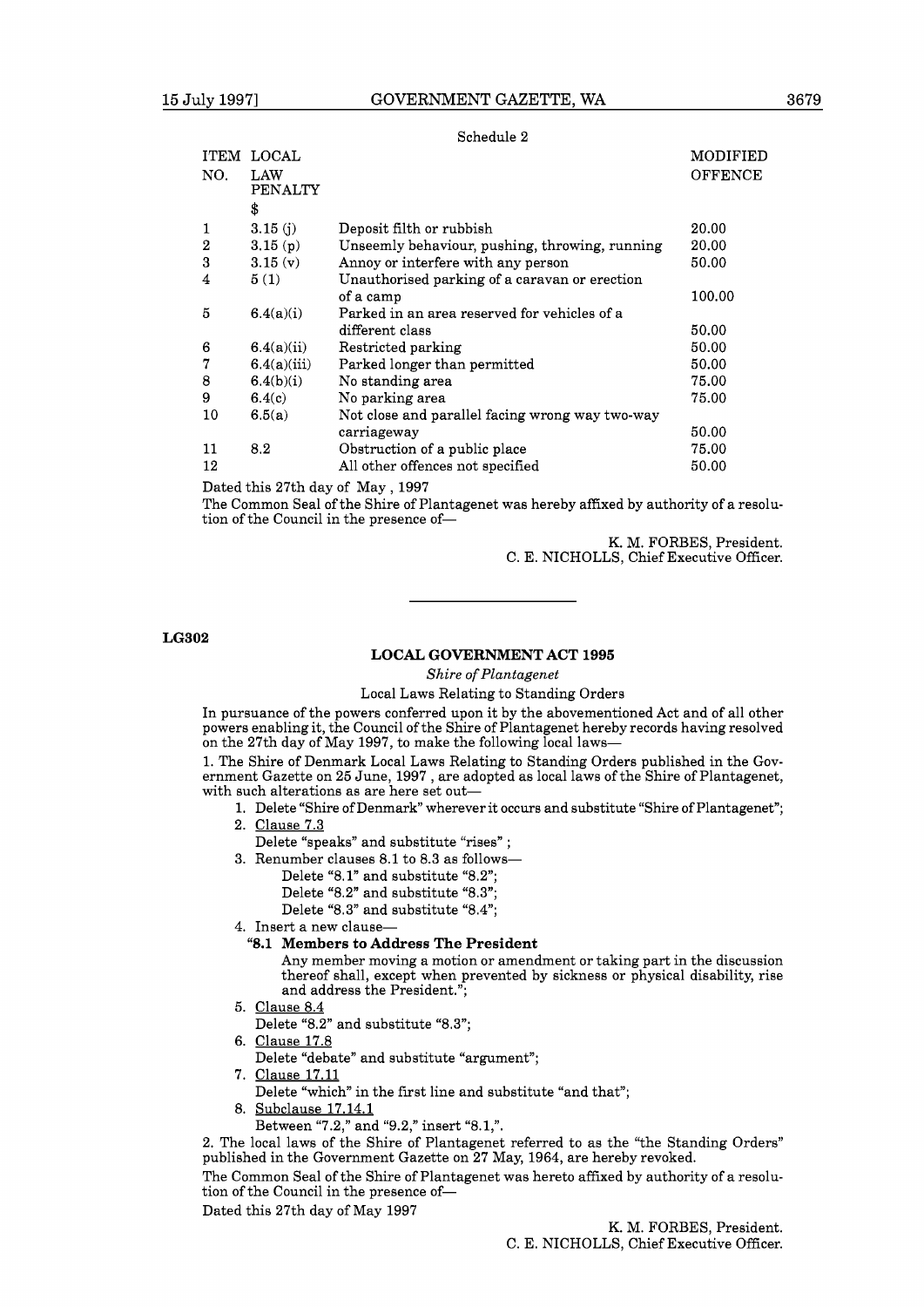Schedule 2

| ITEM NO. | LOCAL LAW | | MODIFIED PENALTY |
|---|---|---|---|
| | | OFFENCE | $ |
| 1 | 3.15 (j) | Deposit filth or rubbish | 20.00 |
| 2 | 3.15 (p) | Unseemly behaviour, pushing, throwing, running | 20.00 |
| 3 | 3.15 (v) | Annoy or interfere with any person | 50.00 |
| 4 | 5 (1) | Unauthorised parking of a caravan or erection of a camp | 100.00 |
| 5 | 6.4(a)(i) | Parked in an area reserved for vehicles of a different class | 50.00 |
| 6 | 6.4(a)(ii) | Restricted parking | 50.00 |
| 7 | 6.4(a)(iii) | Parked longer than permitted | 50.00 |
| 8 | 6.4(b)(i) | No standing area | 75.00 |
| 9 | 6.4(c) | No parking area | 75.00 |
| 10 | 6.5(a) | Not close and parallel facing wrong way two-way carriageway | 50.00 |
| 11 | 8.2 | Obstruction of a public place | 75.00 |
| 12 | | All other offences not specified | 50.00 |

Dated this 27th day of May , 1997

The Common Seal of the Shire of Plantagenet was hereby affixed by authority of a resolution of the Council in the presence of—

K. M. FORBES, President.
C. E. NICHOLLS, Chief Executive Officer.

---

**LG302**

## LOCAL GOVERNMENT ACT 1995

*Shire of Plantagenet*

Local Laws Relating to Standing Orders

In pursuance of the powers conferred upon it by the abovementioned Act and of all other powers enabling it, the Council of the Shire of Plantagenet hereby records having resolved on the 27th day of May 1997, to make the following local laws—

1. The Shire of Denmark Local Laws Relating to Standing Orders published in the Government Gazette on 25 June, 1997 , are adopted as local laws of the Shire of Plantagenet, with such alterations as are here set out—

1. Delete "Shire of Denmark" wherever it occurs and substitute "Shire of Plantagenet";
2. Clause 7.3
   Delete "speaks" and substitute "rises" ;
3. Renumber clauses 8.1 to 8.3 as follows—
   Delete "8.1" and substitute "8.2";
   Delete "8.2" and substitute "8.3";
   Delete "8.3" and substitute "8.4";
4. Insert a new clause—
   **"8.1 Members to Address The President**
   Any member moving a motion or amendment or taking part in the discussion thereof shall, except when prevented by sickness or physical disability, rise and address the President.";
5. Clause 8.4
   Delete "8.2" and substitute "8.3";
6. Clause 17.8
   Delete "debate" and substitute "argument";
7. Clause 17.11
   Delete "which" in the first line and substitute "and that";
8. Subclause 17.14.1
   Between "7.2," and "9.2," insert "8.1,".

2. The local laws of the Shire of Plantagenet referred to as the "the Standing Orders" published in the Government Gazette on 27 May, 1964, are hereby revoked.

The Common Seal of the Shire of Plantagenet was hereto affixed by authority of a resolution of the Council in the presence of—

Dated this 27th day of May 1997

K. M. FORBES, President.
C. E. NICHOLLS, Chief Executive Officer.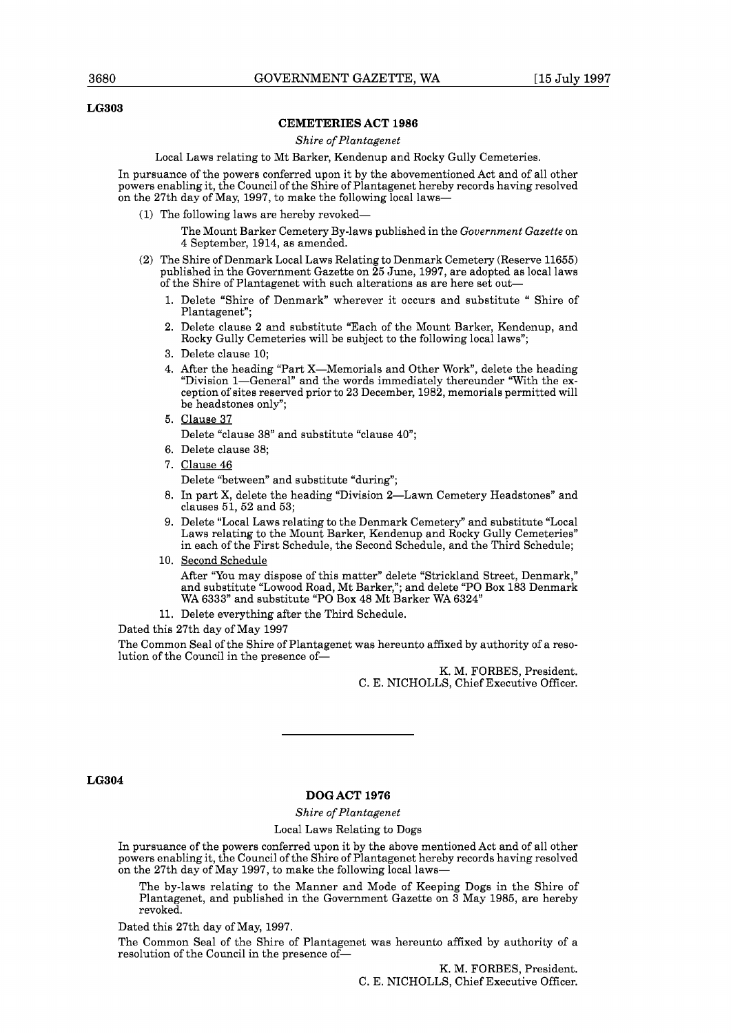**LG303**

## CEMETERIES ACT 1986

*Shire of Plantagenet*

Local Laws relating to Mt Barker, Kendenup and Rocky Gully Cemeteries.

In pursuance of the powers conferred upon it by the abovementioned Act and of all other powers enabling it, the Council of the Shire of Plantagenet hereby records having resolved on the 27th day of May, 1997, to make the following local laws—

(1) The following laws are hereby revoked—

The Mount Barker Cemetery By-laws published in the *Government Gazette* on 4 September, 1914, as amended.

(2) The Shire of Denmark Local Laws Relating to Denmark Cemetery (Reserve 11655) published in the Government Gazette on 25 June, 1997, are adopted as local laws of the Shire of Plantagenet with such alterations as are here set out—

1. Delete "Shire of Denmark" wherever it occurs and substitute " Shire of Plantagenet";
2. Delete clause 2 and substitute "Each of the Mount Barker, Kendenup, and Rocky Gully Cemeteries will be subject to the following local laws";
3. Delete clause 10;
4. After the heading "Part X—Memorials and Other Work", delete the heading "Division 1—General" and the words immediately thereunder "With the exception of sites reserved prior to 23 December, 1982, memorials permitted will be headstones only";
5. Clause 37

   Delete "clause 38" and substitute "clause 40";
6. Delete clause 38;
7. Clause 46

   Delete "between" and substitute "during";
8. In part X, delete the heading "Division 2—Lawn Cemetery Headstones" and clauses 51, 52 and 53;
9. Delete "Local Laws relating to the Denmark Cemetery" and substitute "Local Laws relating to the Mount Barker, Kendenup and Rocky Gully Cemeteries" in each of the First Schedule, the Second Schedule, and the Third Schedule;
10. Second Schedule

    After "You may dispose of this matter" delete "Strickland Street, Denmark," and substitute "Lowood Road, Mt Barker,"; and delete "PO Box 183 Denmark WA 6333" and substitute "PO Box 48 Mt Barker WA 6324"
11. Delete everything after the Third Schedule.

Dated this 27th day of May 1997

The Common Seal of the Shire of Plantagenet was hereunto affixed by authority of a resolution of the Council in the presence of—

K. M. FORBES, President.
C. E. NICHOLLS, Chief Executive Officer.

---

**LG304**

## DOG ACT 1976

*Shire of Plantagenet*

Local Laws Relating to Dogs

In pursuance of the powers conferred upon it by the above mentioned Act and of all other powers enabling it, the Council of the Shire of Plantagenet hereby records having resolved on the 27th day of May 1997, to make the following local laws—

The by-laws relating to the Manner and Mode of Keeping Dogs in the Shire of Plantagenet, and published in the Government Gazette on 3 May 1985, are hereby revoked.

Dated this 27th day of May, 1997.

The Common Seal of the Shire of Plantagenet was hereunto affixed by authority of a resolution of the Council in the presence of—

K. M. FORBES, President.
C. E. NICHOLLS, Chief Executive Officer.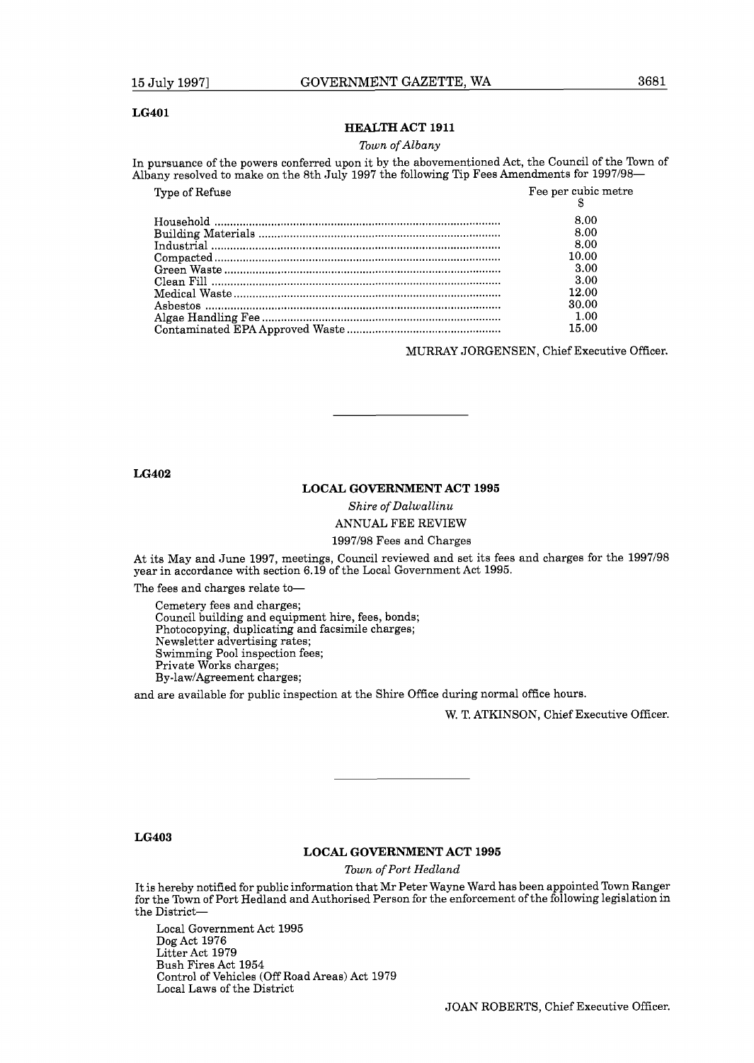**LG401**

## HEALTH ACT 1911

*Town of Albany*

In pursuance of the powers conferred upon it by the abovementioned Act, the Council of the Town of Albany resolved to make on the 8th July 1997 the following Tip Fees Amendments for 1997/98—

| Type of Refuse | Fee per cubic metre $ |
|---|---|
| Household | 8.00 |
| Building Materials | 8.00 |
| Industrial | 8.00 |
| Compacted | 10.00 |
| Green Waste | 3.00 |
| Clean Fill | 3.00 |
| Medical Waste | 12.00 |
| Asbestos | 30.00 |
| Algae Handling Fee | 1.00 |
| Contaminated EPA Approved Waste | 15.00 |

MURRAY JORGENSEN, Chief Executive Officer.

---

**LG402**

## LOCAL GOVERNMENT ACT 1995

*Shire of Dalwallinu*

ANNUAL FEE REVIEW

1997/98 Fees and Charges

At its May and June 1997, meetings, Council reviewed and set its fees and charges for the 1997/98 year in accordance with section 6.19 of the Local Government Act 1995.

The fees and charges relate to—

Cemetery fees and charges;
Council building and equipment hire, fees, bonds;
Photocopying, duplicating and facsimile charges;
Newsletter advertising rates;
Swimming Pool inspection fees;
Private Works charges;
By-law/Agreement charges;

and are available for public inspection at the Shire Office during normal office hours.

W. T. ATKINSON, Chief Executive Officer.

---

**LG403**

## LOCAL GOVERNMENT ACT 1995

*Town of Port Hedland*

It is hereby notified for public information that Mr Peter Wayne Ward has been appointed Town Ranger for the Town of Port Hedland and Authorised Person for the enforcement of the following legislation in the District—

Local Government Act 1995
Dog Act 1976
Litter Act 1979
Bush Fires Act 1954
Control of Vehicles (Off Road Areas) Act 1979
Local Laws of the District

JOAN ROBERTS, Chief Executive Officer.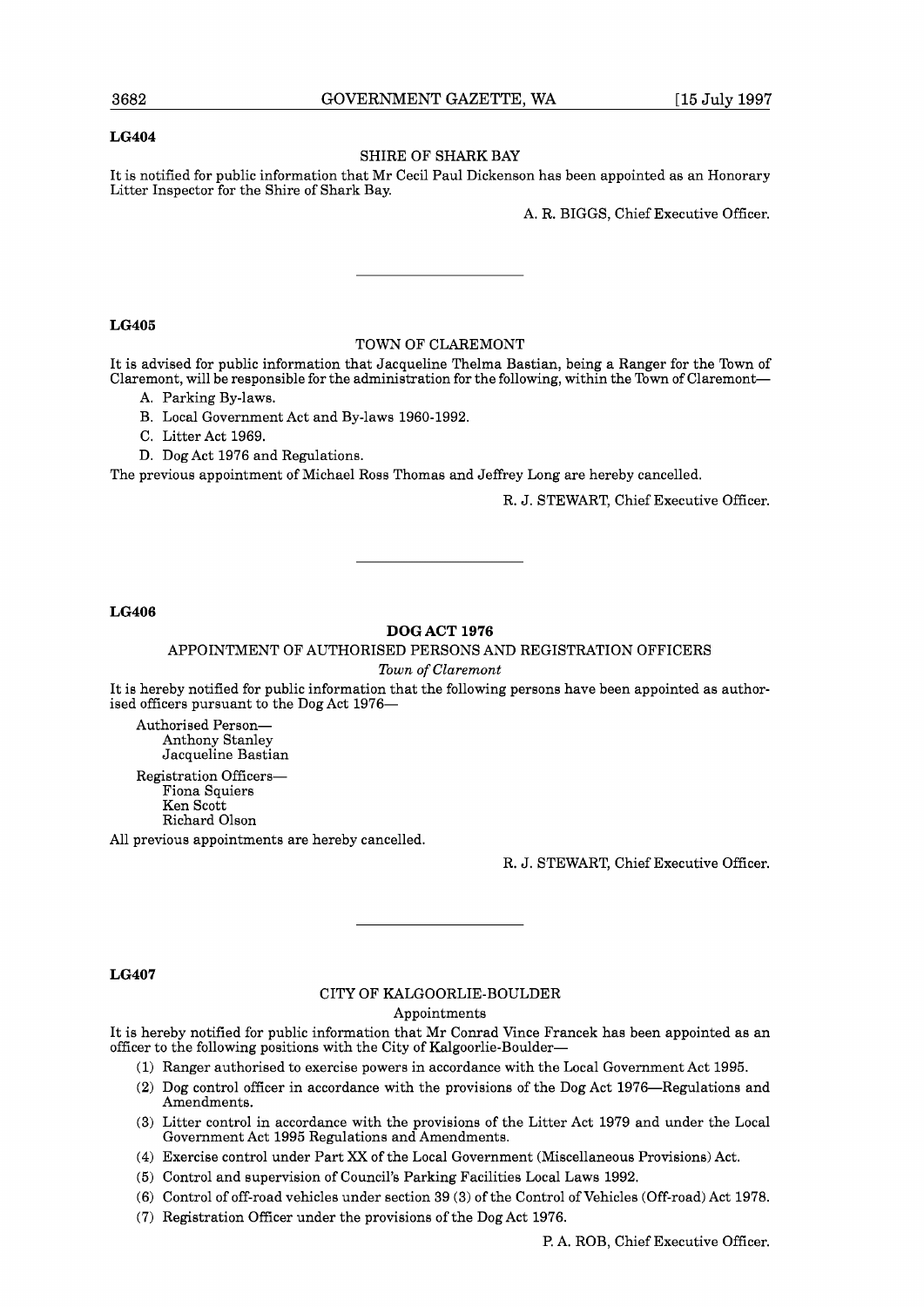**LG404**

SHIRE OF SHARK BAY

It is notified for public information that Mr Cecil Paul Dickenson has been appointed as an Honorary Litter Inspector for the Shire of Shark Bay.

A. R. BIGGS, Chief Executive Officer.

---

**LG405**

TOWN OF CLAREMONT

It is advised for public information that Jacqueline Thelma Bastian, being a Ranger for the Town of Claremont, will be responsible for the administration for the following, within the Town of Claremont—

A. Parking By-laws.

B. Local Government Act and By-laws 1960-1992.

C. Litter Act 1969.

D. Dog Act 1976 and Regulations.

The previous appointment of Michael Ross Thomas and Jeffrey Long are hereby cancelled.

R. J. STEWART, Chief Executive Officer.

---

**LG406**

**DOG ACT 1976**

APPOINTMENT OF AUTHORISED PERSONS AND REGISTRATION OFFICERS

*Town of Claremont*

It is hereby notified for public information that the following persons have been appointed as authorised officers pursuant to the Dog Act 1976—

Authorised Person—
Anthony Stanley
Jacqueline Bastian

Registration Officers—
Fiona Squiers
Ken Scott
Richard Olson

All previous appointments are hereby cancelled.

R. J. STEWART, Chief Executive Officer.

---

**LG407**

CITY OF KALGOORLIE-BOULDER

Appointments

It is hereby notified for public information that Mr Conrad Vince Francek has been appointed as an officer to the following positions with the City of Kalgoorlie-Boulder—

(1) Ranger authorised to exercise powers in accordance with the Local Government Act 1995.

(2) Dog control officer in accordance with the provisions of the Dog Act 1976—Regulations and Amendments.

(3) Litter control in accordance with the provisions of the Litter Act 1979 and under the Local Government Act 1995 Regulations and Amendments.

(4) Exercise control under Part XX of the Local Government (Miscellaneous Provisions) Act.

(5) Control and supervision of Council's Parking Facilities Local Laws 1992.

(6) Control of off-road vehicles under section 39 (3) of the Control of Vehicles (Off-road) Act 1978.

(7) Registration Officer under the provisions of the Dog Act 1976.

P. A. ROB, Chief Executive Officer.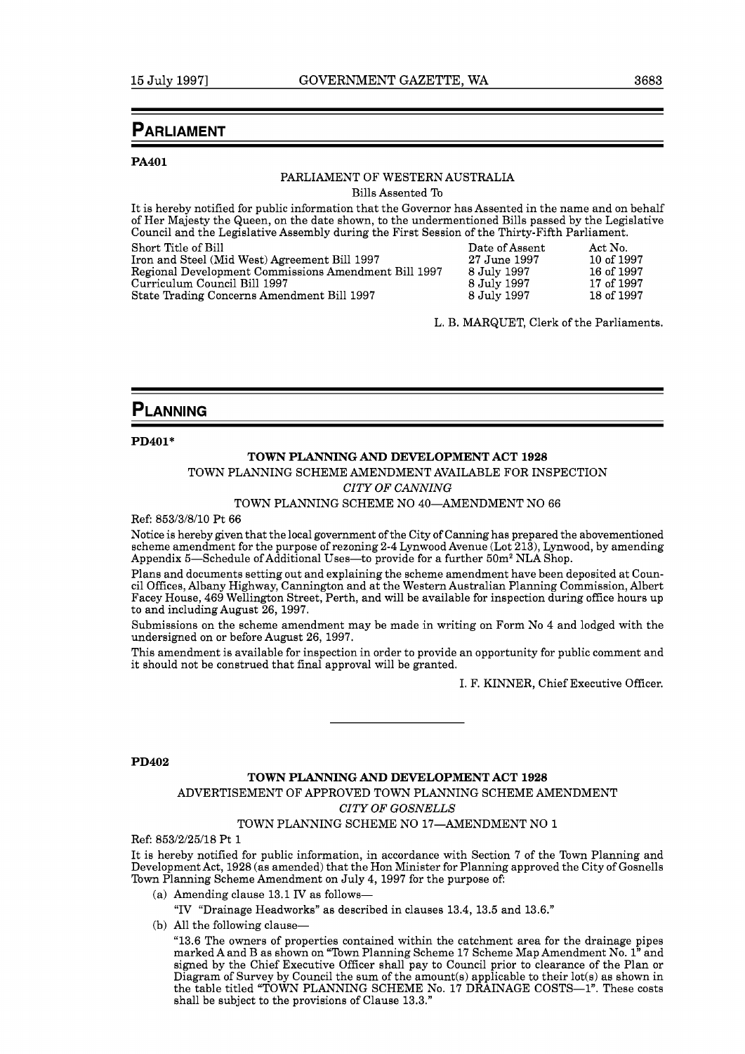## PARLIAMENT

**PA401**

PARLIAMENT OF WESTERN AUSTRALIA

Bills Assented To

It is hereby notified for public information that the Governor has Assented in the name and on behalf of Her Majesty the Queen, on the date shown, to the undermentioned Bills passed by the Legislative Council and the Legislative Assembly during the First Session of the Thirty-Fifth Parliament.

| Short Title of Bill | Date of Assent | Act No. |
|---|---|---|
| Iron and Steel (Mid West) Agreement Bill 1997 | 27 June 1997 | 10 of 1997 |
| Regional Development Commissions Amendment Bill 1997 | 8 July 1997 | 16 of 1997 |
| Curriculum Council Bill 1997 | 8 July 1997 | 17 of 1997 |
| State Trading Concerns Amendment Bill 1997 | 8 July 1997 | 18 of 1997 |

L. B. MARQUET, Clerk of the Parliaments.

## PLANNING

**PD401***

**TOWN PLANNING AND DEVELOPMENT ACT 1928**

TOWN PLANNING SCHEME AMENDMENT AVAILABLE FOR INSPECTION

*CITY OF CANNING*

TOWN PLANNING SCHEME NO 40—AMENDMENT NO 66

Ref: 853/3/8/10 Pt 66

Notice is hereby given that the local government of the City of Canning has prepared the abovementioned scheme amendment for the purpose of rezoning 2-4 Lynwood Avenue (Lot 213), Lynwood, by amending Appendix 5—Schedule of Additional Uses—to provide for a further 50m² NLA Shop.

Plans and documents setting out and explaining the scheme amendment have been deposited at Council Offices, Albany Highway, Cannington and at the Western Australian Planning Commission, Albert Facey House, 469 Wellington Street, Perth, and will be available for inspection during office hours up to and including August 26, 1997.

Submissions on the scheme amendment may be made in writing on Form No 4 and lodged with the undersigned on or before August 26, 1997.

This amendment is available for inspection in order to provide an opportunity for public comment and it should not be construed that final approval will be granted.

I. F. KINNER, Chief Executive Officer.

---

**PD402**

**TOWN PLANNING AND DEVELOPMENT ACT 1928**

ADVERTISEMENT OF APPROVED TOWN PLANNING SCHEME AMENDMENT

*CITY OF GOSNELLS*

TOWN PLANNING SCHEME NO 17—AMENDMENT NO 1

Ref: 853/2/25/18 Pt 1

It is hereby notified for public information, in accordance with Section 7 of the Town Planning and Development Act, 1928 (as amended) that the Hon Minister for Planning approved the City of Gosnells Town Planning Scheme Amendment on July 4, 1997 for the purpose of:

(a) Amending clause 13.1 IV as follows—

"IV "Drainage Headworks" as described in clauses 13.4, 13.5 and 13.6."

(b) All the following clause—

"13.6 The owners of properties contained within the catchment area for the drainage pipes marked A and B as shown on "Town Planning Scheme 17 Scheme Map Amendment No. 1" and signed by the Chief Executive Officer shall pay to Council prior to clearance of the Plan or Diagram of Survey by Council the sum of the amount(s) applicable to their lot(s) as shown in the table titled "TOWN PLANNING SCHEME No. 17 DRAINAGE COSTS—1". These costs shall be subject to the provisions of Clause 13.3."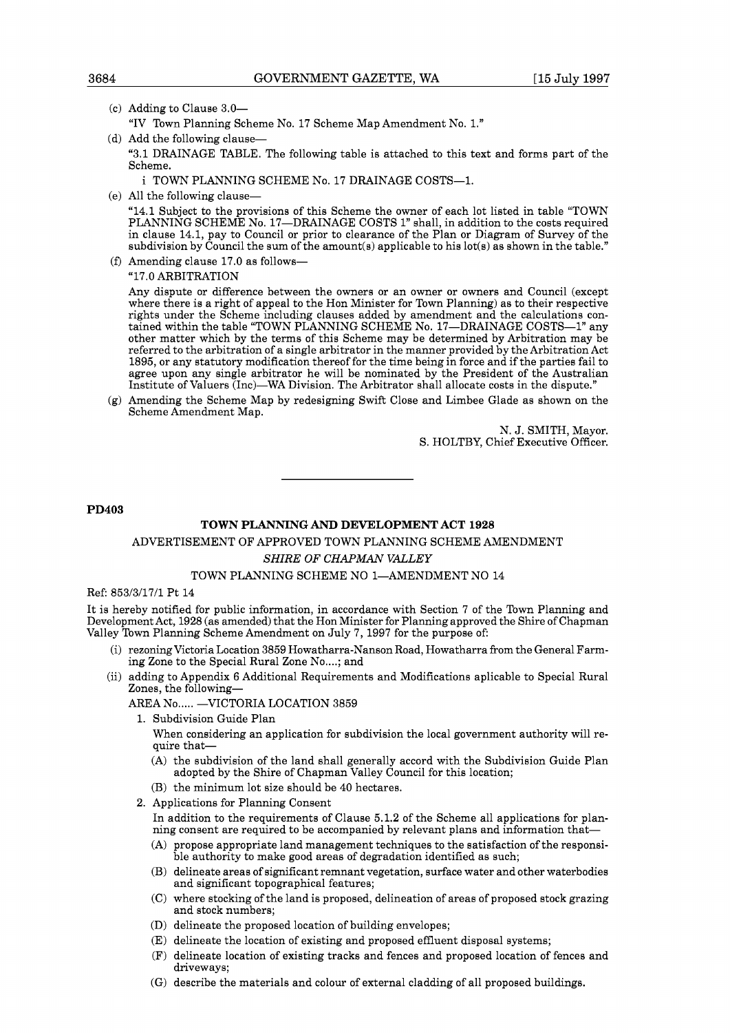(c) Adding to Clause 3.0—

"IV Town Planning Scheme No. 17 Scheme Map Amendment No. 1."

(d) Add the following clause—

"3.1 DRAINAGE TABLE. The following table is attached to this text and forms part of the Scheme.

i TOWN PLANNING SCHEME No. 17 DRAINAGE COSTS—1.

(e) All the following clause—

"14.1 Subject to the provisions of this Scheme the owner of each lot listed in table "TOWN PLANNING SCHEME No. 17—DRAINAGE COSTS 1" shall, in addition to the costs required in clause 14.1, pay to Council or prior to clearance of the Plan or Diagram of Survey of the subdivision by Council the sum of the amount(s) applicable to his lot(s) as shown in the table."

(f) Amending clause 17.0 as follows—

"17.0 ARBITRATION

Any dispute or difference between the owners or an owner or owners and Council (except where there is a right of appeal to the Hon Minister for Town Planning) as to their respective rights under the Scheme including clauses added by amendment and the calculations contained within the table "TOWN PLANNING SCHEME No. 17—DRAINAGE COSTS—1" any other matter which by the terms of this Scheme may be determined by Arbitration may be referred to the arbitration of a single arbitrator in the manner provided by the Arbitration Act 1895, or any statutory modification thereof for the time being in force and if the parties fail to agree upon any single arbitrator he will be nominated by the President of the Australian Institute of Valuers (Inc)—WA Division. The Arbitrator shall allocate costs in the dispute."

(g) Amending the Scheme Map by redesigning Swift Close and Limbee Glade as shown on the Scheme Amendment Map.

N. J. SMITH, Mayor.
S. HOLTBY, Chief Executive Officer.

---

**PD403**

**TOWN PLANNING AND DEVELOPMENT ACT 1928**

ADVERTISEMENT OF APPROVED TOWN PLANNING SCHEME AMENDMENT

*SHIRE OF CHAPMAN VALLEY*

TOWN PLANNING SCHEME NO 1—AMENDMENT NO 14

Ref: 853/3/17/1 Pt 14

It is hereby notified for public information, in accordance with Section 7 of the Town Planning and Development Act, 1928 (as amended) that the Hon Minister for Planning approved the Shire of Chapman Valley Town Planning Scheme Amendment on July 7, 1997 for the purpose of:

(i) rezoning Victoria Location 3859 Howatharra-Nanson Road, Howatharra from the General Farming Zone to the Special Rural Zone No....; and

(ii) adding to Appendix 6 Additional Requirements and Modifications aplicable to Special Rural Zones, the following—

AREA No..... —VICTORIA LOCATION 3859

1. Subdivision Guide Plan

When considering an application for subdivision the local government authority will require that—

(A) the subdivision of the land shall generally accord with the Subdivision Guide Plan adopted by the Shire of Chapman Valley Council for this location;

(B) the minimum lot size should be 40 hectares.

2. Applications for Planning Consent

In addition to the requirements of Clause 5.1.2 of the Scheme all applications for planning consent are required to be accompanied by relevant plans and information that—

(A) propose appropriate land management techniques to the satisfaction of the responsible authority to make good areas of degradation identified as such;

(B) delineate areas of significant remnant vegetation, surface water and other waterbodies and significant topographical features;

(C) where stocking of the land is proposed, delineation of areas of proposed stock grazing and stock numbers;

(D) delineate the proposed location of building envelopes;

(E) delineate the location of existing and proposed effluent disposal systems;

(F) delineate location of existing tracks and fences and proposed location of fences and driveways;

(G) describe the materials and colour of external cladding of all proposed buildings.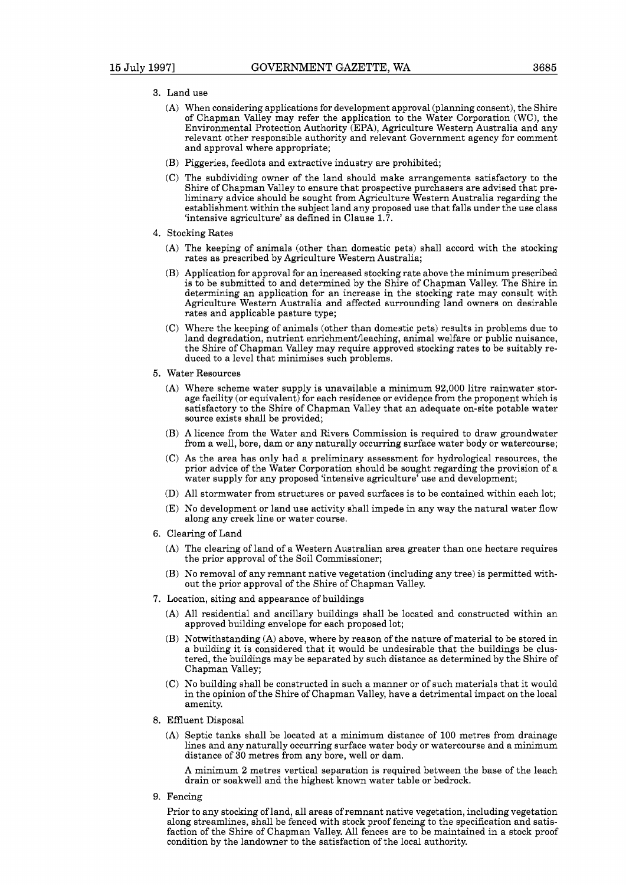3. Land use

   (A) When considering applications for development approval (planning consent), the Shire of Chapman Valley may refer the application to the Water Corporation (WC), the Environmental Protection Authority (EPA), Agriculture Western Australia and any relevant other responsible authority and relevant Government agency for comment and approval where appropriate;

   (B) Piggeries, feedlots and extractive industry are prohibited;

   (C) The subdividing owner of the land should make arrangements satisfactory to the Shire of Chapman Valley to ensure that prospective purchasers are advised that preliminary advice should be sought from Agriculture Western Australia regarding the establishment within the subject land any proposed use that falls under the use class 'intensive agriculture' as defined in Clause 1.7.

4. Stocking Rates

   (A) The keeping of animals (other than domestic pets) shall accord with the stocking rates as prescribed by Agriculture Western Australia;

   (B) Application for approval for an increased stocking rate above the minimum prescribed is to be submitted to and determined by the Shire of Chapman Valley. The Shire in determining an application for an increase in the stocking rate may consult with Agriculture Western Australia and affected surrounding land owners on desirable rates and applicable pasture type;

   (C) Where the keeping of animals (other than domestic pets) results in problems due to land degradation, nutrient enrichment/leaching, animal welfare or public nuisance, the Shire of Chapman Valley may require approved stocking rates to be suitably reduced to a level that minimises such problems.

5. Water Resources

   (A) Where scheme water supply is unavailable a minimum 92,000 litre rainwater storage facility (or equivalent) for each residence or evidence from the proponent which is satisfactory to the Shire of Chapman Valley that an adequate on-site potable water source exists shall be provided;

   (B) A licence from the Water and Rivers Commission is required to draw groundwater from a well, bore, dam or any naturally occurring surface water body or watercourse;

   (C) As the area has only had a preliminary assessment for hydrological resources, the prior advice of the Water Corporation should be sought regarding the provision of a water supply for any proposed 'intensive agriculture' use and development;

   (D) All stormwater from structures or paved surfaces is to be contained within each lot;

   (E) No development or land use activity shall impede in any way the natural water flow along any creek line or water course.

6. Clearing of Land

   (A) The clearing of land of a Western Australian area greater than one hectare requires the prior approval of the Soil Commissioner;

   (B) No removal of any remnant native vegetation (including any tree) is permitted without the prior approval of the Shire of Chapman Valley.

7. Location, siting and appearance of buildings

   (A) All residential and ancillary buildings shall be located and constructed within an approved building envelope for each proposed lot;

   (B) Notwithstanding (A) above, where by reason of the nature of material to be stored in a building it is considered that it would be undesirable that the buildings be clustered, the buildings may be separated by such distance as determined by the Shire of Chapman Valley;

   (C) No building shall be constructed in such a manner or of such materials that it would in the opinion of the Shire of Chapman Valley, have a detrimental impact on the local amenity.

8. Effluent Disposal

   (A) Septic tanks shall be located at a minimum distance of 100 metres from drainage lines and any naturally occurring surface water body or watercourse and a minimum distance of 30 metres from any bore, well or dam.

   A minimum 2 metres vertical separation is required between the base of the leach drain or soakwell and the highest known water table or bedrock.

9. Fencing

   Prior to any stocking of land, all areas of remnant native vegetation, including vegetation along streamlines, shall be fenced with stock proof fencing to the specification and satisfaction of the Shire of Chapman Valley. All fences are to be maintained in a stock proof condition by the landowner to the satisfaction of the local authority.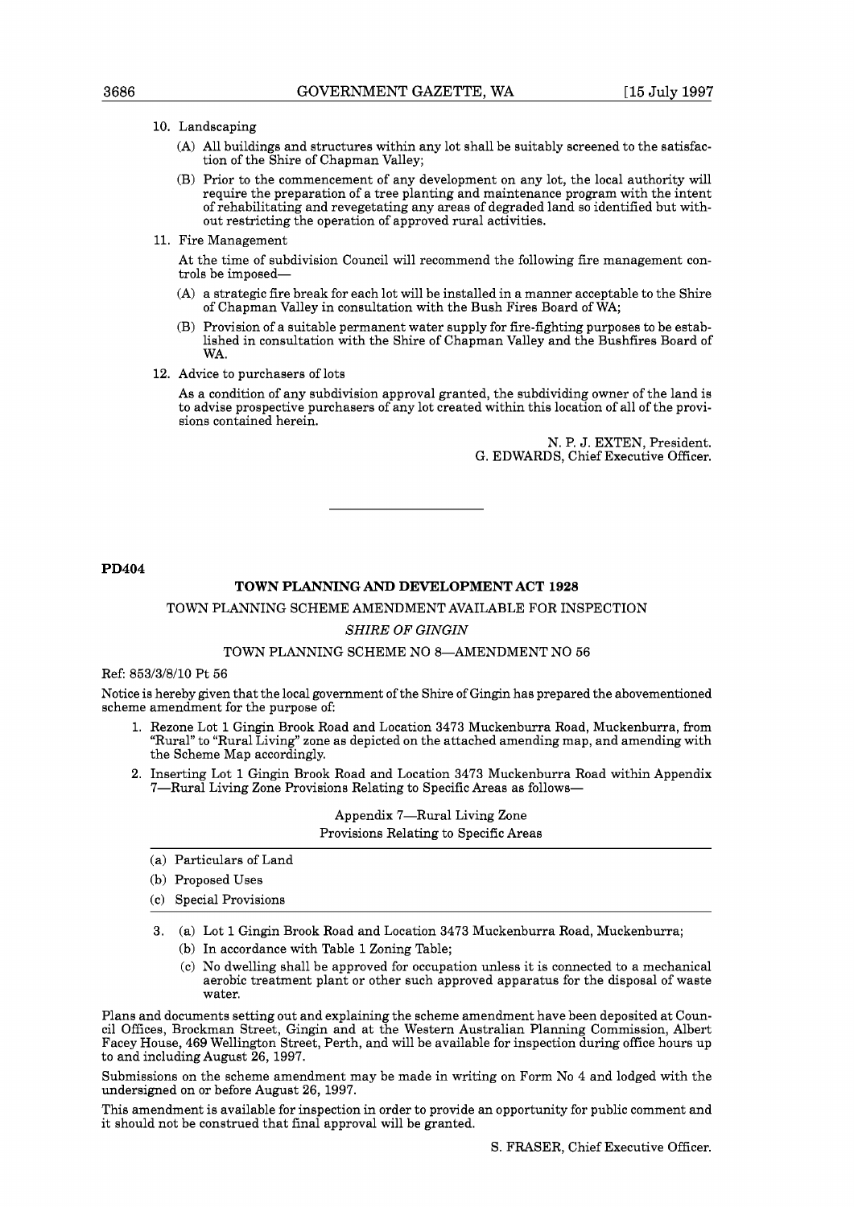10. Landscaping

    (A) All buildings and structures within any lot shall be suitably screened to the satisfaction of the Shire of Chapman Valley;

    (B) Prior to the commencement of any development on any lot, the local authority will require the preparation of a tree planting and maintenance program with the intent of rehabilitating and revegetating any areas of degraded land so identified but without restricting the operation of approved rural activities.

11. Fire Management

    At the time of subdivision Council will recommend the following fire management controls be imposed—

    (A) a strategic fire break for each lot will be installed in a manner acceptable to the Shire of Chapman Valley in consultation with the Bush Fires Board of WA;

    (B) Provision of a suitable permanent water supply for fire-fighting purposes to be established in consultation with the Shire of Chapman Valley and the Bushfires Board of WA.

12. Advice to purchasers of lots

    As a condition of any subdivision approval granted, the subdividing owner of the land is to advise prospective purchasers of any lot created within this location of all of the provisions contained herein.

N. P. J. EXTEN, President.
G. EDWARDS, Chief Executive Officer.

---

**PD404**

## TOWN PLANNING AND DEVELOPMENT ACT 1928

TOWN PLANNING SCHEME AMENDMENT AVAILABLE FOR INSPECTION

*SHIRE OF GINGIN*

TOWN PLANNING SCHEME NO 8—AMENDMENT NO 56

Ref: 853/3/8/10 Pt 56

Notice is hereby given that the local government of the Shire of Gingin has prepared the abovementioned scheme amendment for the purpose of:

1. Rezone Lot 1 Gingin Brook Road and Location 3473 Muckenburra Road, Muckenburra, from "Rural" to "Rural Living" zone as depicted on the attached amending map, and amending with the Scheme Map accordingly.
2. Inserting Lot 1 Gingin Brook Road and Location 3473 Muckenburra Road within Appendix 7—Rural Living Zone Provisions Relating to Specific Areas as follows—

Appendix 7—Rural Living Zone
Provisions Relating to Specific Areas

(a) Particulars of Land
(b) Proposed Uses
(c) Special Provisions

3. (a) Lot 1 Gingin Brook Road and Location 3473 Muckenburra Road, Muckenburra;
   (b) In accordance with Table 1 Zoning Table;
   (c) No dwelling shall be approved for occupation unless it is connected to a mechanical aerobic treatment plant or other such approved apparatus for the disposal of waste water.

Plans and documents setting out and explaining the scheme amendment have been deposited at Council Offices, Brockman Street, Gingin and at the Western Australian Planning Commission, Albert Facey House, 469 Wellington Street, Perth, and will be available for inspection during office hours up to and including August 26, 1997.

Submissions on the scheme amendment may be made in writing on Form No 4 and lodged with the undersigned on or before August 26, 1997.

This amendment is available for inspection in order to provide an opportunity for public comment and it should not be construed that final approval will be granted.

S. FRASER, Chief Executive Officer.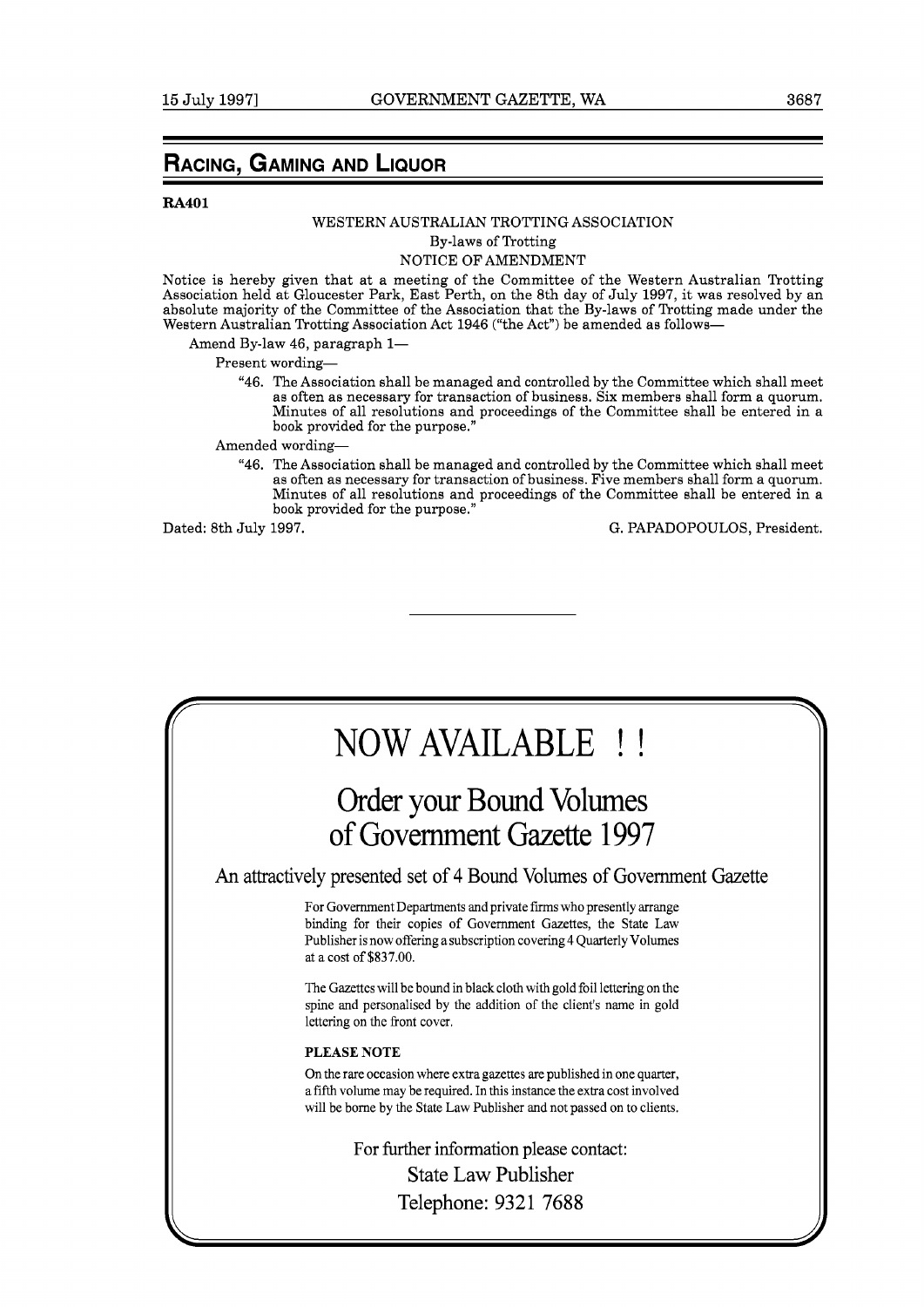## RACING, GAMING AND LIQUOR

**RA401**

WESTERN AUSTRALIAN TROTTING ASSOCIATION

By-laws of Trotting

NOTICE OF AMENDMENT

Notice is hereby given that at a meeting of the Committee of the Western Australian Trotting Association held at Gloucester Park, East Perth, on the 8th day of July 1997, it was resolved by an absolute majority of the Committee of the Association that the By-laws of Trotting made under the Western Australian Trotting Association Act 1946 ("the Act") be amended as follows—

Amend By-law 46, paragraph 1—

Present wording—

"46. The Association shall be managed and controlled by the Committee which shall meet as often as necessary for transaction of business. Six members shall form a quorum. Minutes of all resolutions and proceedings of the Committee shall be entered in a book provided for the purpose."

Amended wording—

"46. The Association shall be managed and controlled by the Committee which shall meet as often as necessary for transaction of business. Five members shall form a quorum. Minutes of all resolutions and proceedings of the Committee shall be entered in a book provided for the purpose."

Dated: 8th July 1997.

G. PAPADOPOULOS, President.

---

# NOW AVAILABLE !!

## Order your Bound Volumes of Government Gazette 1997

### An attractively presented set of 4 Bound Volumes of Government Gazette

For Government Departments and private firms who presently arrange binding for their copies of Government Gazettes, the State Law Publisher is now offering a subscription covering 4 Quarterly Volumes at a cost of $837.00.

The Gazettes will be bound in black cloth with gold foil lettering on the spine and personalised by the addition of the client's name in gold lettering on the front cover.

**PLEASE NOTE**

On the rare occasion where extra gazettes are published in one quarter, a fifth volume may be required. In this instance the extra cost involved will be borne by the State Law Publisher and not passed on to clients.

For further information please contact:

State Law Publisher

Telephone: 9321 7688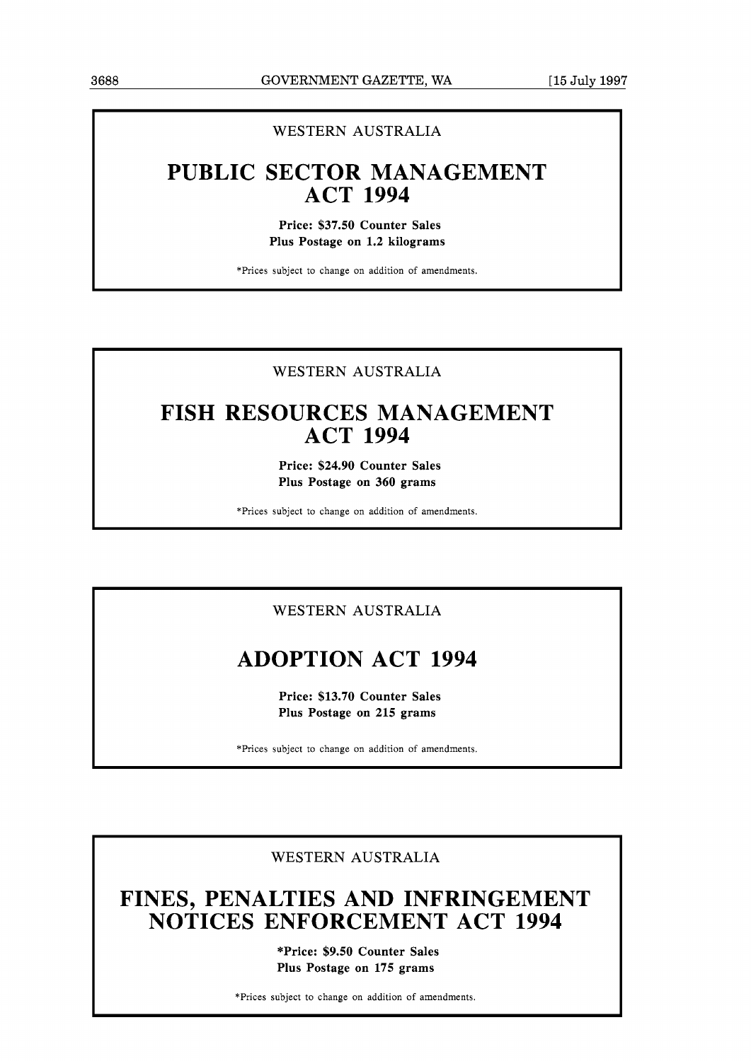WESTERN AUSTRALIA

## PUBLIC SECTOR MANAGEMENT ACT 1994

**Price: $37.50 Counter Sales**
**Plus Postage on 1.2 kilograms**

*Prices subject to change on addition of amendments.

---

WESTERN AUSTRALIA

## FISH RESOURCES MANAGEMENT ACT 1994

**Price: $24.90 Counter Sales**
**Plus Postage on 360 grams**

*Prices subject to change on addition of amendments.

---

WESTERN AUSTRALIA

## ADOPTION ACT 1994

**Price: $13.70 Counter Sales**
**Plus Postage on 215 grams**

*Prices subject to change on addition of amendments.

---

WESTERN AUSTRALIA

## FINES, PENALTIES AND INFRINGEMENT NOTICES ENFORCEMENT ACT 1994

**\*Price: $9.50 Counter Sales**
**Plus Postage on 175 grams**

*Prices subject to change on addition of amendments.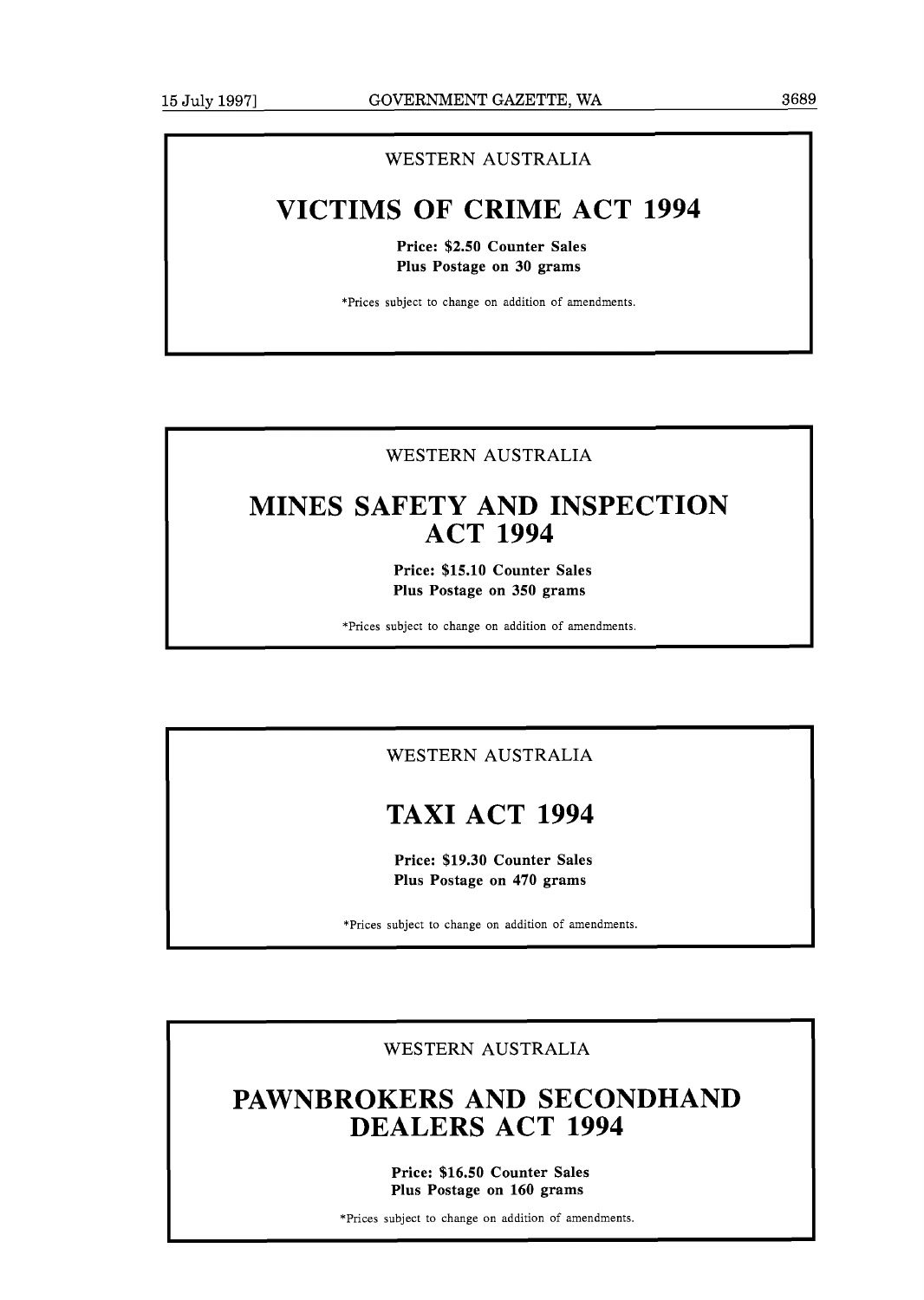WESTERN AUSTRALIA

# VICTIMS OF CRIME ACT 1994

**Price: $2.50 Counter Sales**
**Plus Postage on 30 grams**

*Prices subject to change on addition of amendments.

---

WESTERN AUSTRALIA

# MINES SAFETY AND INSPECTION ACT 1994

**Price: $15.10 Counter Sales**
**Plus Postage on 350 grams**

*Prices subject to change on addition of amendments.

---

WESTERN AUSTRALIA

# TAXI ACT 1994

**Price: $19.30 Counter Sales**
**Plus Postage on 470 grams**

*Prices subject to change on addition of amendments.

---

WESTERN AUSTRALIA

# PAWNBROKERS AND SECONDHAND DEALERS ACT 1994

**Price: $16.50 Counter Sales**
**Plus Postage on 160 grams**

*Prices subject to change on addition of amendments.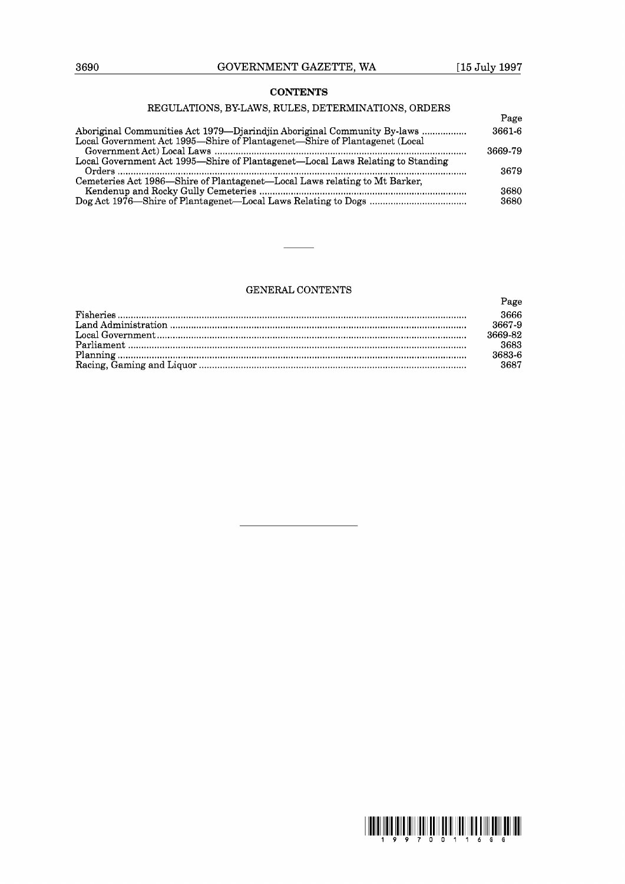## CONTENTS

### REGULATIONS, BY-LAWS, RULES, DETERMINATIONS, ORDERS

| | Page |
|---|---|
| Aboriginal Communities Act 1979—Djarindjin Aboriginal Community By-laws | 3661-6 |
| Local Government Act 1995—Shire of Plantagenet—Shire of Plantagenet (Local Government Act) Local Laws | 3669-79 |
| Local Government Act 1995—Shire of Plantagenet—Local Laws Relating to Standing Orders | 3679 |
| Cemeteries Act 1986—Shire of Plantagenet—Local Laws relating to Mt Barker, Kendenup and Rocky Gully Cemeteries | 3680 |
| Dog Act 1976—Shire of Plantagenet—Local Laws Relating to Dogs | 3680 |

---

### GENERAL CONTENTS

| | Page |
|---|---|
| Fisheries | 3666 |
| Land Administration | 3667-9 |
| Local Government | 3669-82 |
| Parliament | 3683 |
| Planning | 3683-6 |
| Racing, Gaming and Liquor | 3687 |

---